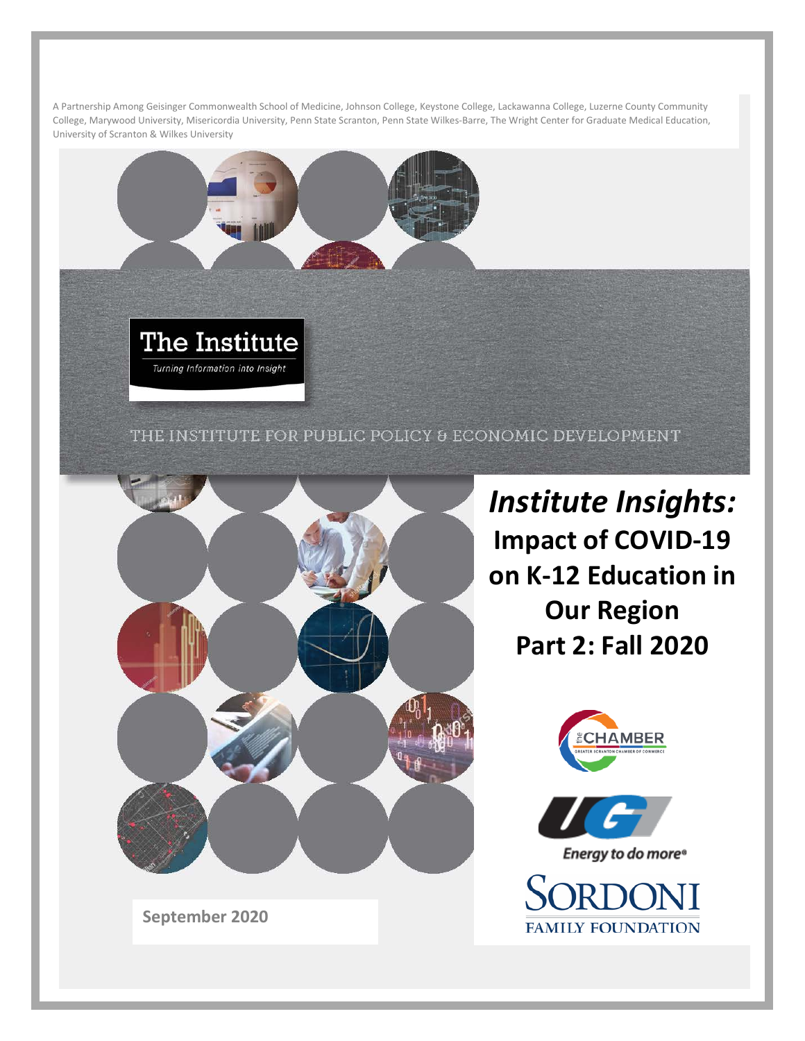A Partnership Among Geisinger Commonwealth School of Medicine, Johnson College, Keystone College, Lackawanna College, Luzerne County Community College, Marywood University, Misericordia University, Penn State Scranton, Penn State Wilkes-Barre, The Wright Center for Graduate Medical Education, University of Scranton & Wilkes University

The Institute

*Turning Information into Insight*

THE INSTITUTE FOR PUBLIC POLICY & ECONOMIC DEVELOPMENT

# *Institute Insights:* Impact of COVID-19 on K-12 Education in Our Region Part 2: Fall 2020

the CHAMBER — GREATER SCRANTON CHAMBER OF COMMERCE

UGI — *Energy to do more®*

SORDONI FAMILY FOUNDATION

**September 2020**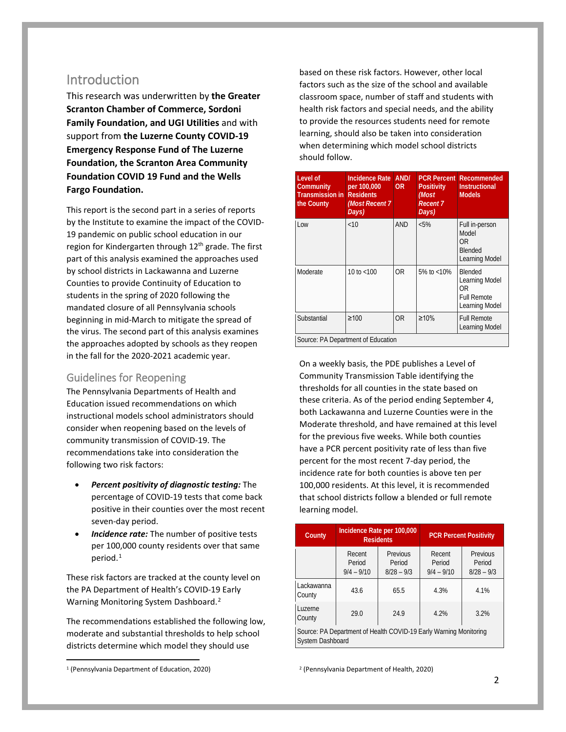## Introduction

This research was underwritten by **the Greater Scranton Chamber of Commerce, Sordoni Family Foundation, and UGI Utilities** and with support from **the Luzerne County COVID-19 Emergency Response Fund of The Luzerne Foundation, the Scranton Area Community Foundation COVID 19 Fund and the Wells Fargo Foundation.**

This report is the second part in a series of reports by the Institute to examine the impact of the COVID-19 pandemic on public school education in our region for Kindergarten through 12th grade. The first part of this analysis examined the approaches used by school districts in Lackawanna and Luzerne Counties to provide Continuity of Education to students in the spring of 2020 following the mandated closure of all Pennsylvania schools beginning in mid-March to mitigate the spread of the virus. The second part of this analysis examines the approaches adopted by schools as they reopen in the fall for the 2020-2021 academic year.

### Guidelines for Reopening

The Pennsylvania Departments of Health and Education issued recommendations on which instructional models school administrators should consider when reopening based on the levels of community transmission of COVID-19. The recommendations take into consideration the following two risk factors:

- ***Percent positivity of diagnostic testing:*** The percentage of COVID-19 tests that come back positive in their counties over the most recent seven-day period.
- ***Incidence rate:*** The number of positive tests per 100,000 county residents over that same period.[1]

These risk factors are tracked at the county level on the PA Department of Health's COVID-19 Early Warning Monitoring System Dashboard.[2]

The recommendations established the following low, moderate and substantial thresholds to help school districts determine which model they should use based on these risk factors. However, other local factors such as the size of the school and available classroom space, number of staff and students with health risk factors and special needs, and the ability to provide the resources students need for remote learning, should also be taken into consideration when determining which model school districts should follow.

| Level of Community Transmission in the County | Incidence Rate per 100,000 Residents *(Most Recent 7 Days)* | AND/ OR | PCR Percent Positivity *(Most Recent 7 Days)* | Recommended Instructional Models |
|---|---|---|---|---|
| Low | <10 | AND | <5% | Full in-person Model OR Blended Learning Model |
| Moderate | 10 to <100 | OR | 5% to <10% | Blended Learning Model OR Full Remote Learning Model |
| Substantial | ≥100 | OR | ≥10% | Full Remote Learning Model |

Source: PA Department of Education

On a weekly basis, the PDE publishes a Level of Community Transmission Table identifying the thresholds for all counties in the state based on these criteria. As of the period ending September 4, both Lackawanna and Luzerne Counties were in the Moderate threshold, and have remained at this level for the previous five weeks. While both counties have a PCR percent positivity rate of less than five percent for the most recent 7-day period, the incidence rate for both counties is above ten per 100,000 residents. At this level, it is recommended that school districts follow a blended or full remote learning model.

| County | Incidence Rate per 100,000 Residents | | PCR Percent Positivity | |
|---|---|---|---|---|
| | Recent Period 9/4 – 9/10 | Previous Period 8/28 – 9/3 | Recent Period 9/4 – 9/10 | Previous Period 8/28 – 9/3 |
| Lackawanna County | 43.6 | 65.5 | 4.3% | 4.1% |
| Luzerne County | 29.0 | 24.9 | 4.2% | 3.2% |

Source: PA Department of Health COVID-19 Early Warning Monitoring System Dashboard

[1] (Pennsylvania Department of Education, 2020)

[2] (Pennsylvania Department of Health, 2020)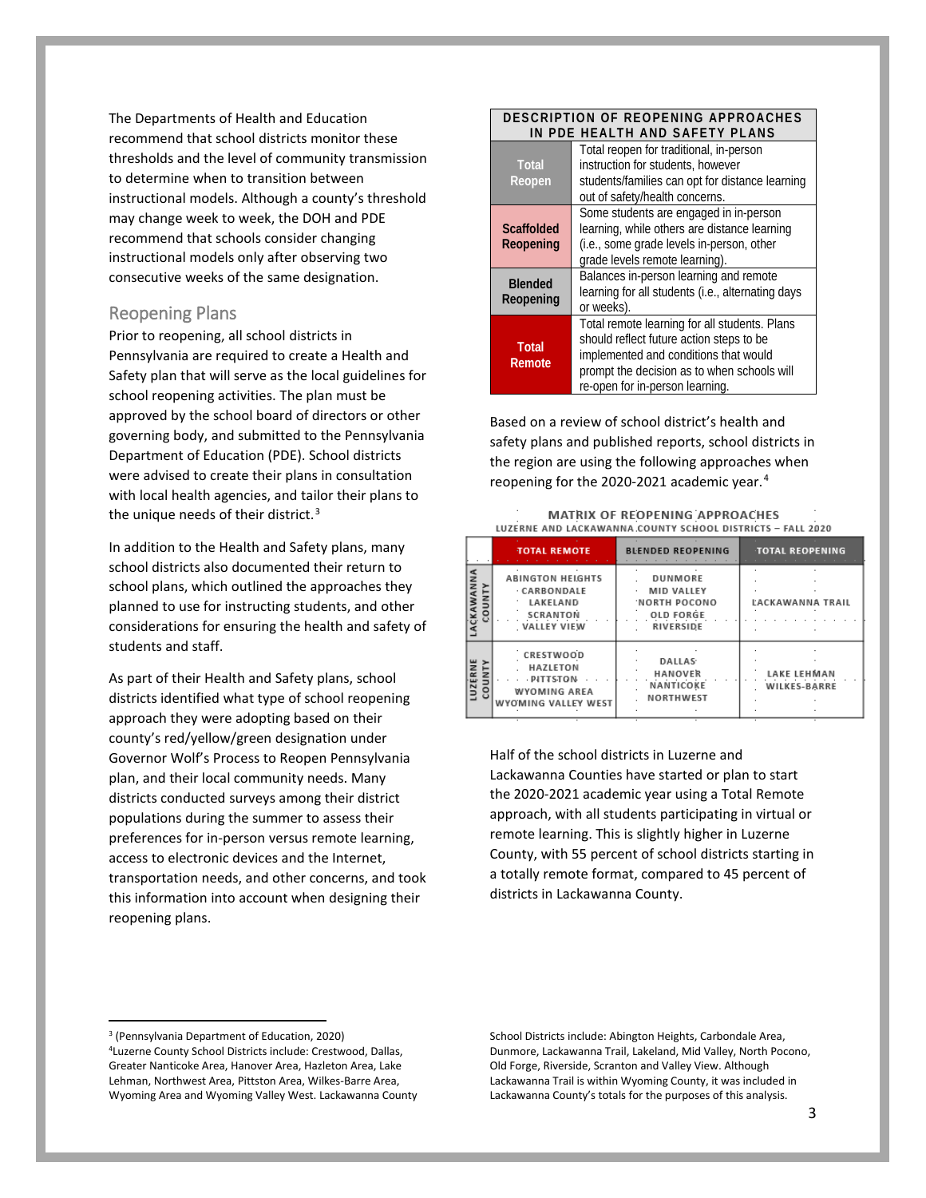The Departments of Health and Education recommend that school districts monitor these thresholds and the level of community transmission to determine when to transition between instructional models. Although a county's threshold may change week to week, the DOH and PDE recommend that schools consider changing instructional models only after observing two consecutive weeks of the same designation.

## Reopening Plans

Prior to reopening, all school districts in Pennsylvania are required to create a Health and Safety plan that will serve as the local guidelines for school reopening activities. The plan must be approved by the school board of directors or other governing body, and submitted to the Pennsylvania Department of Education (PDE). School districts were advised to create their plans in consultation with local health agencies, and tailor their plans to the unique needs of their district.[3]

In addition to the Health and Safety plans, many school districts also documented their return to school plans, which outlined the approaches they planned to use for instructing students, and other considerations for ensuring the health and safety of students and staff.

As part of their Health and Safety plans, school districts identified what type of school reopening approach they were adopting based on their county's red/yellow/green designation under Governor Wolf's Process to Reopen Pennsylvania plan, and their local community needs. Many districts conducted surveys among their district populations during the summer to assess their preferences for in-person versus remote learning, access to electronic devices and the Internet, transportation needs, and other concerns, and took this information into account when designing their reopening plans.

**DESCRIPTION OF REOPENING APPROACHES IN PDE HEALTH AND SAFETY PLANS**

| Approach | Description |
|---|---|
| **Total Reopen** | Total reopen for traditional, in-person instruction for students, however students/families can opt for distance learning out of safety/health concerns. |
| **Scaffolded Reopening** | Some students are engaged in in-person learning, while others are distance learning (i.e., some grade levels in-person, other grade levels remote learning). |
| **Blended Reopening** | Balances in-person learning and remote learning for all students (i.e., alternating days or weeks). |
| **Total Remote** | Total remote learning for all students. Plans should reflect future action steps to be implemented and conditions that would prompt the decision as to when schools will re-open for in-person learning. |

Based on a review of school district's health and safety plans and published reports, school districts in the region are using the following approaches when reopening for the 2020-2021 academic year.[4]

**MATRIX OF REOPENING APPROACHES**
LUZERNE AND LACKAWANNA COUNTY SCHOOL DISTRICTS – FALL 2020

| | TOTAL REMOTE | BLENDED REOPENING | TOTAL REOPENING |
|---|---|---|---|
| LACKAWANNA COUNTY | ABINGTON HEIGHTS<br>CARBONDALE<br>LAKELAND<br>SCRANTON<br>VALLEY VIEW | DUNMORE<br>MID VALLEY<br>NORTH POCONO<br>OLD FORGE<br>RIVERSIDE | LACKAWANNA TRAIL |
| LUZERNE COUNTY | CRESTWOOD<br>HAZLETON<br>PITTSTON<br>WYOMING AREA<br>WYOMING VALLEY WEST | DALLAS<br>HANOVER<br>NANTICOKE<br>NORTHWEST | LAKE LEHMAN<br>WILKES-BARRE |

Half of the school districts in Luzerne and Lackawanna Counties have started or plan to start the 2020-2021 academic year using a Total Remote approach, with all students participating in virtual or remote learning. This is slightly higher in Luzerne County, with 55 percent of school districts starting in a totally remote format, compared to 45 percent of districts in Lackawanna County.

---

[3] (Pennsylvania Department of Education, 2020)

[4] Luzerne County School Districts include: Crestwood, Dallas, Greater Nanticoke Area, Hanover Area, Hazleton Area, Lake Lehman, Northwest Area, Pittston Area, Wilkes-Barre Area, Wyoming Area and Wyoming Valley West. Lackawanna County School Districts include: Abington Heights, Carbondale Area, Dunmore, Lackawanna Trail, Lakeland, Mid Valley, North Pocono, Old Forge, Riverside, Scranton and Valley View. Although Lackawanna Trail is within Wyoming County, it was included in Lackawanna County's totals for the purposes of this analysis.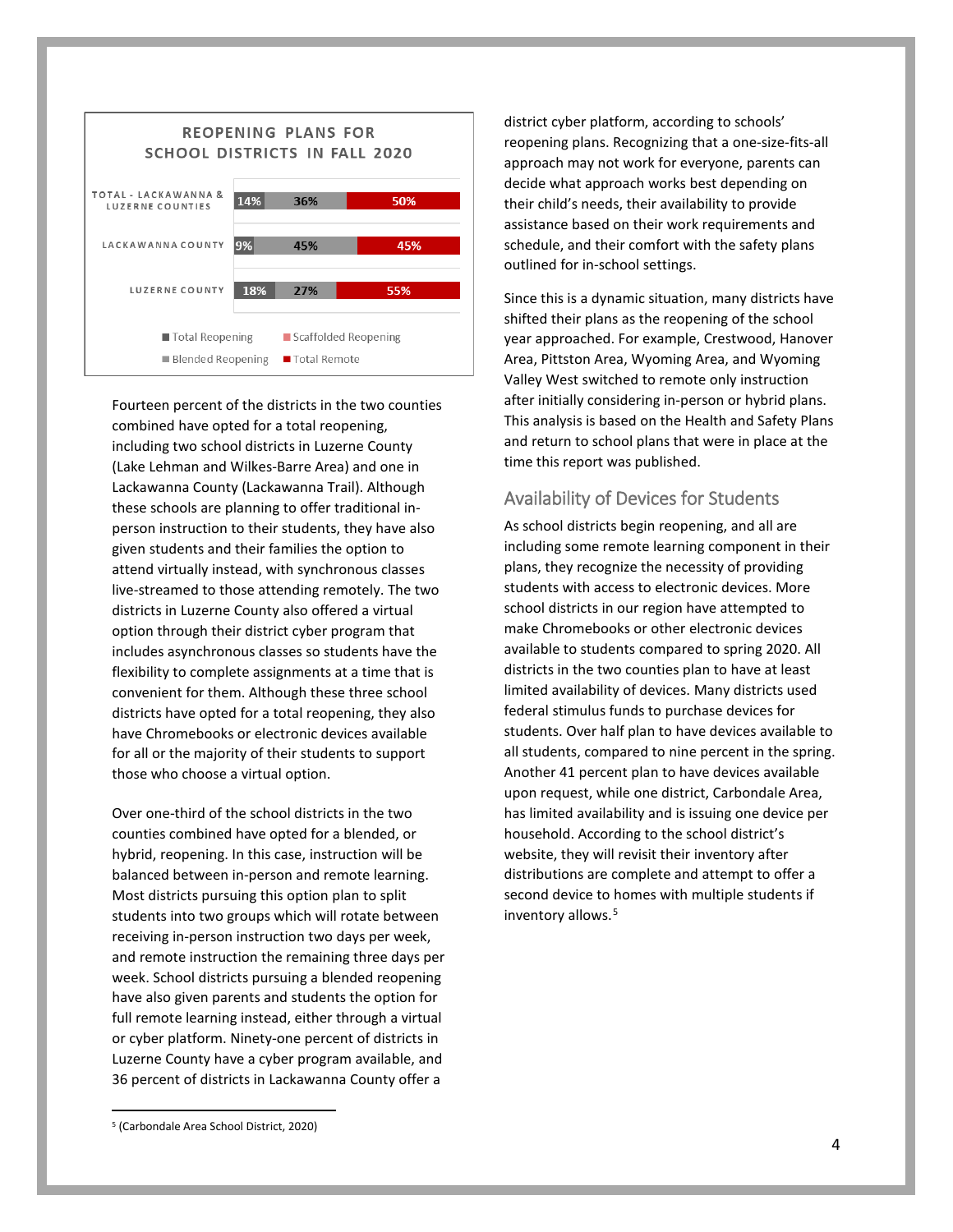**REOPENING PLANS FOR SCHOOL DISTRICTS IN FALL 2020**

| | Total Reopening | Blended Reopening | Scaffolded Reopening | Total Remote |
|---|---|---|---|---|
| TOTAL - LACKAWANNA & LUZERNE COUNTIES | 14% | 36% | | 50% |
| LACKAWANNA COUNTY | 9% | 45% | | 45% |
| LUZERNE COUNTY | 18% | 27% | | 55% |

Fourteen percent of the districts in the two counties combined have opted for a total reopening, including two school districts in Luzerne County (Lake Lehman and Wilkes-Barre Area) and one in Lackawanna County (Lackawanna Trail). Although these schools are planning to offer traditional in-person instruction to their students, they have also given students and their families the option to attend virtually instead, with synchronous classes live-streamed to those attending remotely. The two districts in Luzerne County also offered a virtual option through their district cyber program that includes asynchronous classes so students have the flexibility to complete assignments at a time that is convenient for them. Although these three school districts have opted for a total reopening, they also have Chromebooks or electronic devices available for all or the majority of their students to support those who choose a virtual option.

Over one-third of the school districts in the two counties combined have opted for a blended, or hybrid, reopening. In this case, instruction will be balanced between in-person and remote learning. Most districts pursuing this option plan to split students into two groups which will rotate between receiving in-person instruction two days per week, and remote instruction the remaining three days per week. School districts pursuing a blended reopening have also given parents and students the option for full remote learning instead, either through a virtual or cyber platform. Ninety-one percent of districts in Luzerne County have a cyber program available, and 36 percent of districts in Lackawanna County offer a district cyber platform, according to schools' reopening plans. Recognizing that a one-size-fits-all approach may not work for everyone, parents can decide what approach works best depending on their child's needs, their availability to provide assistance based on their work requirements and schedule, and their comfort with the safety plans outlined for in-school settings.

Since this is a dynamic situation, many districts have shifted their plans as the reopening of the school year approached. For example, Crestwood, Hanover Area, Pittston Area, Wyoming Area, and Wyoming Valley West switched to remote only instruction after initially considering in-person or hybrid plans. This analysis is based on the Health and Safety Plans and return to school plans that were in place at the time this report was published.

## Availability of Devices for Students

As school districts begin reopening, and all are including some remote learning component in their plans, they recognize the necessity of providing students with access to electronic devices. More school districts in our region have attempted to make Chromebooks or other electronic devices available to students compared to spring 2020. All districts in the two counties plan to have at least limited availability of devices. Many districts used federal stimulus funds to purchase devices for students. Over half plan to have devices available to all students, compared to nine percent in the spring. Another 41 percent plan to have devices available upon request, while one district, Carbondale Area, has limited availability and is issuing one device per household. According to the school district's website, they will revisit their inventory after distributions are complete and attempt to offer a second device to homes with multiple students if inventory allows.[5]

[5] (Carbondale Area School District, 2020)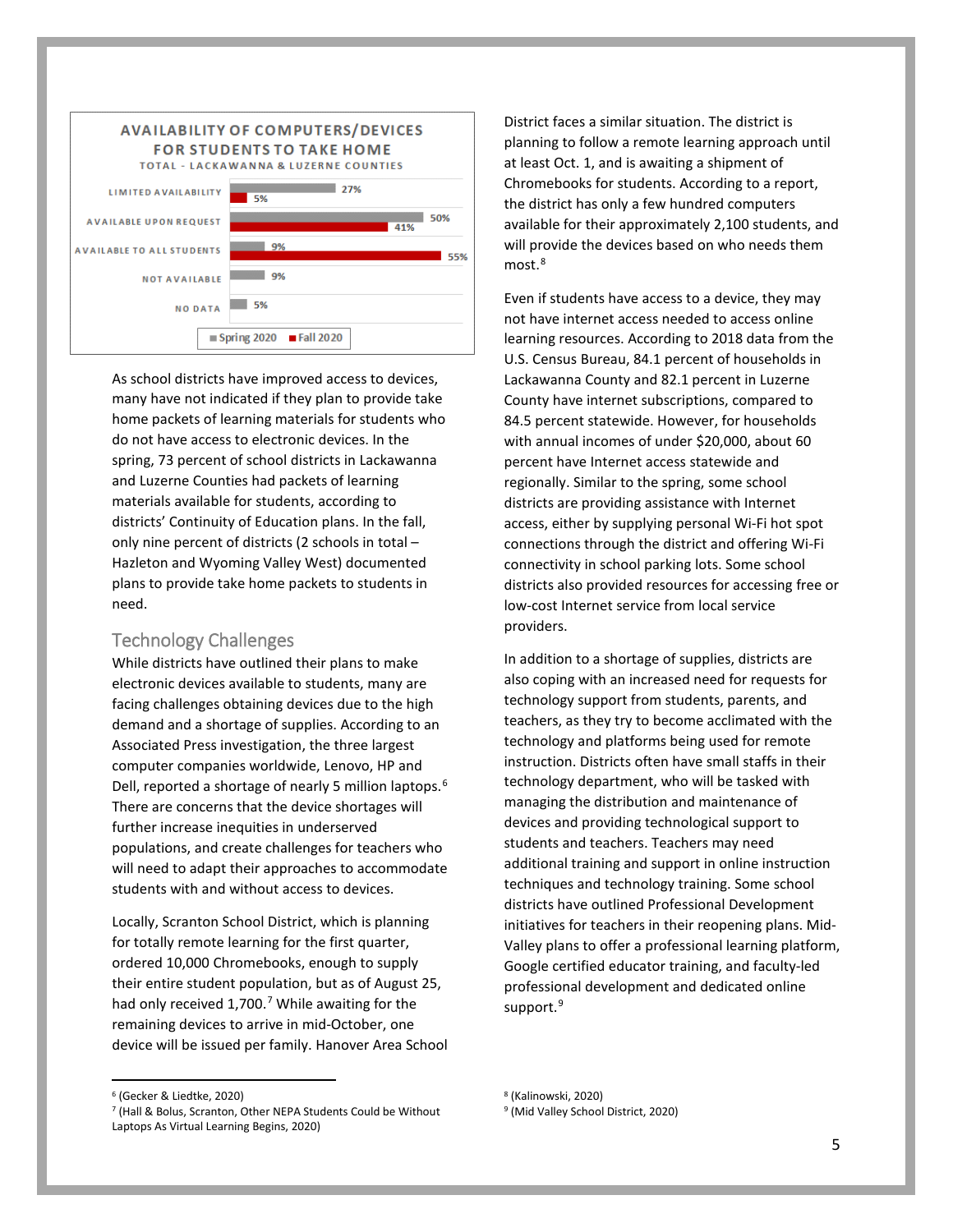**AVAILABILITY OF COMPUTERS/DEVICES FOR STUDENTS TO TAKE HOME**
TOTAL - LACKAWANNA & LUZERNE COUNTIES

| | Spring 2020 | Fall 2020 |
|---|---|---|
| LIMITED AVAILABILITY | 27% | 5% |
| AVAILABLE UPON REQUEST | 50% | 41% |
| AVAILABLE TO ALL STUDENTS | 9% | 55% |
| NOT AVAILABLE | 9% | |
| NO DATA | 5% | |

As school districts have improved access to devices, many have not indicated if they plan to provide take home packets of learning materials for students who do not have access to electronic devices. In the spring, 73 percent of school districts in Lackawanna and Luzerne Counties had packets of learning materials available for students, according to districts' Continuity of Education plans. In the fall, only nine percent of districts (2 schools in total – Hazleton and Wyoming Valley West) documented plans to provide take home packets to students in need.

## Technology Challenges

While districts have outlined their plans to make electronic devices available to students, many are facing challenges obtaining devices due to the high demand and a shortage of supplies. According to an Associated Press investigation, the three largest computer companies worldwide, Lenovo, HP and Dell, reported a shortage of nearly 5 million laptops.[6] There are concerns that the device shortages will further increase inequities in underserved populations, and create challenges for teachers who will need to adapt their approaches to accommodate students with and without access to devices.

Locally, Scranton School District, which is planning for totally remote learning for the first quarter, ordered 10,000 Chromebooks, enough to supply their entire student population, but as of August 25, had only received 1,700.[7] While awaiting for the remaining devices to arrive in mid-October, one device will be issued per family. Hanover Area School District faces a similar situation. The district is planning to follow a remote learning approach until at least Oct. 1, and is awaiting a shipment of Chromebooks for students. According to a report, the district has only a few hundred computers available for their approximately 2,100 students, and will provide the devices based on who needs them most.[8]

Even if students have access to a device, they may not have internet access needed to access online learning resources. According to 2018 data from the U.S. Census Bureau, 84.1 percent of households in Lackawanna County and 82.1 percent in Luzerne County have internet subscriptions, compared to 84.5 percent statewide. However, for households with annual incomes of under $20,000, about 60 percent have Internet access statewide and regionally. Similar to the spring, some school districts are providing assistance with Internet access, either by supplying personal Wi-Fi hot spot connections through the district and offering Wi-Fi connectivity in school parking lots. Some school districts also provided resources for accessing free or low-cost Internet service from local service providers.

In addition to a shortage of supplies, districts are also coping with an increased need for requests for technology support from students, parents, and teachers, as they try to become acclimated with the technology and platforms being used for remote instruction. Districts often have small staffs in their technology department, who will be tasked with managing the distribution and maintenance of devices and providing technological support to students and teachers. Teachers may need additional training and support in online instruction techniques and technology training. Some school districts have outlined Professional Development initiatives for teachers in their reopening plans. Mid-Valley plans to offer a professional learning platform, Google certified educator training, and faculty-led professional development and dedicated online support.[9]

---

[6] (Gecker & Liedtke, 2020)

[7] (Hall & Bolus, Scranton, Other NEPA Students Could be Without Laptops As Virtual Learning Begins, 2020)

[8] (Kalinowski, 2020)

[9] (Mid Valley School District, 2020)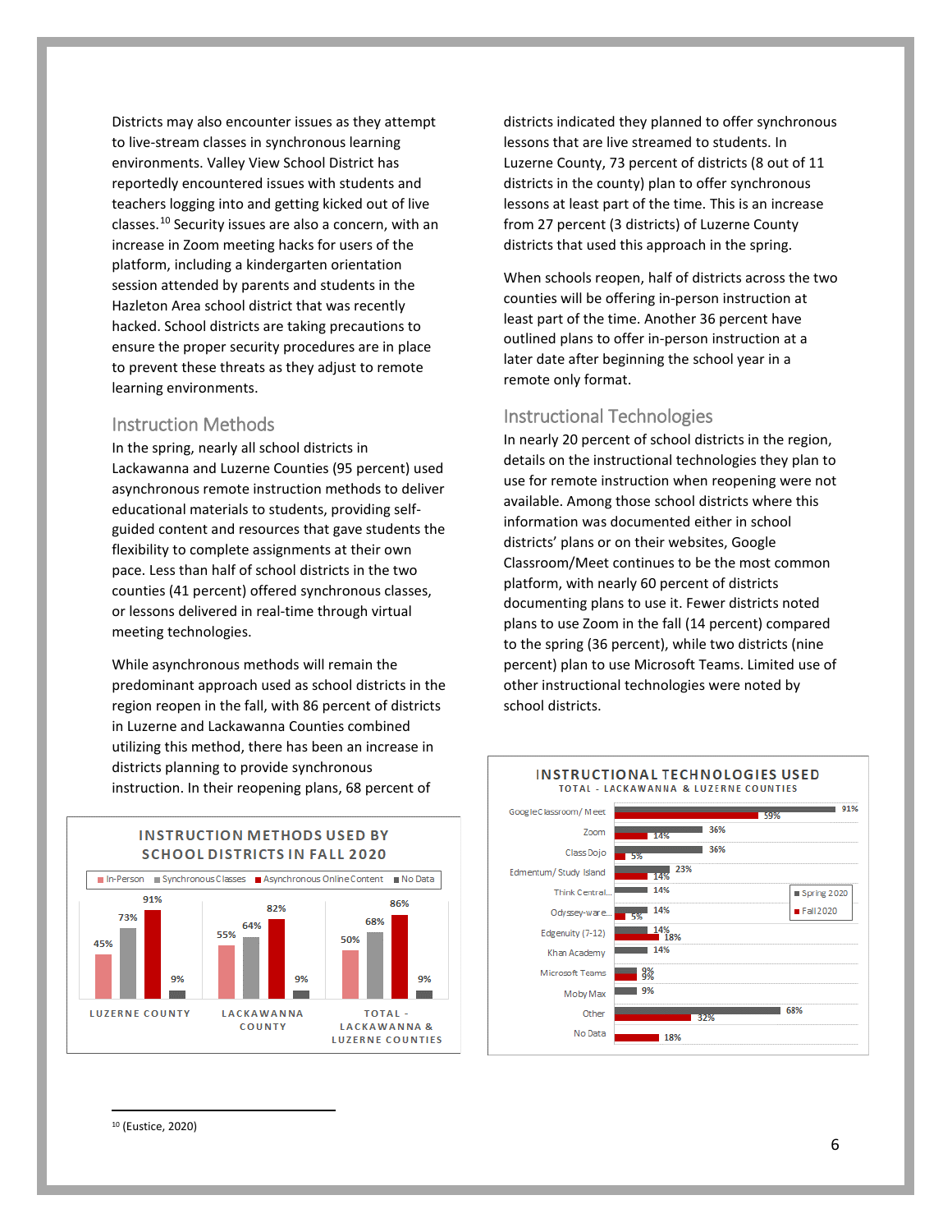Districts may also encounter issues as they attempt to live-stream classes in synchronous learning environments. Valley View School District has reportedly encountered issues with students and teachers logging into and getting kicked out of live classes.[10] Security issues are also a concern, with an increase in Zoom meeting hacks for users of the platform, including a kindergarten orientation session attended by parents and students in the Hazleton Area school district that was recently hacked. School districts are taking precautions to ensure the proper security procedures are in place to prevent these threats as they adjust to remote learning environments.

## Instruction Methods

In the spring, nearly all school districts in Lackawanna and Luzerne Counties (95 percent) used asynchronous remote instruction methods to deliver educational materials to students, providing self-guided content and resources that gave students the flexibility to complete assignments at their own pace. Less than half of school districts in the two counties (41 percent) offered synchronous classes, or lessons delivered in real-time through virtual meeting technologies.

While asynchronous methods will remain the predominant approach used as school districts in the region reopen in the fall, with 86 percent of districts in Luzerne and Lackawanna Counties combined utilizing this method, there has been an increase in districts planning to provide synchronous instruction. In their reopening plans, 68 percent of districts indicated they planned to offer synchronous lessons that are live streamed to students. In Luzerne County, 73 percent of districts (8 out of 11 districts in the county) plan to offer synchronous lessons at least part of the time. This is an increase from 27 percent (3 districts) of Luzerne County districts that used this approach in the spring.

When schools reopen, half of districts across the two counties will be offering in-person instruction at least part of the time. Another 36 percent have outlined plans to offer in-person instruction at a later date after beginning the school year in a remote only format.

**INSTRUCTION METHODS USED BY SCHOOL DISTRICTS IN FALL 2020**

| | In-Person | Synchronous Classes | Asynchronous Online Content | No Data |
|---|---|---|---|---|
| Luzerne County | 45% | 73% | 91% | 9% |
| Lackawanna County | 55% | 64% | 82% | 9% |
| Total - Lackawanna & Luzerne Counties | 50% | 68% | 86% | 9% |

## Instructional Technologies

In nearly 20 percent of school districts in the region, details on the instructional technologies they plan to use for remote instruction when reopening were not available. Among those school districts where this information was documented either in school districts' plans or on their websites, Google Classroom/Meet continues to be the most common platform, with nearly 60 percent of districts documenting plans to use it. Fewer districts noted plans to use Zoom in the fall (14 percent) compared to the spring (36 percent), while two districts (nine percent) plan to use Microsoft Teams. Limited use of other instructional technologies were noted by school districts.

**INSTRUCTIONAL TECHNOLOGIES USED**
**TOTAL - LACKAWANNA & LUZERNE COUNTIES**

| | Spring 2020 | Fall 2020 |
|---|---|---|
| Google Classroom/Meet | 91% | 59% |
| Zoom | 36% | 14% |
| Class Dojo | 36% | 5% |
| Edmentum/Study Island | 23% | 14% |
| Think Central... | 14% | |
| Odyssey-ware... | 14% | 5% |
| Edgenuity (7-12) | 14% | 18% |
| Khan Academy | 14% | |
| Microsoft Teams | 9% | 9% |
| Moby Max | 9% | |
| Other | 68% | 32% |
| No Data | | 18% |

---

[10] (Eustice, 2020)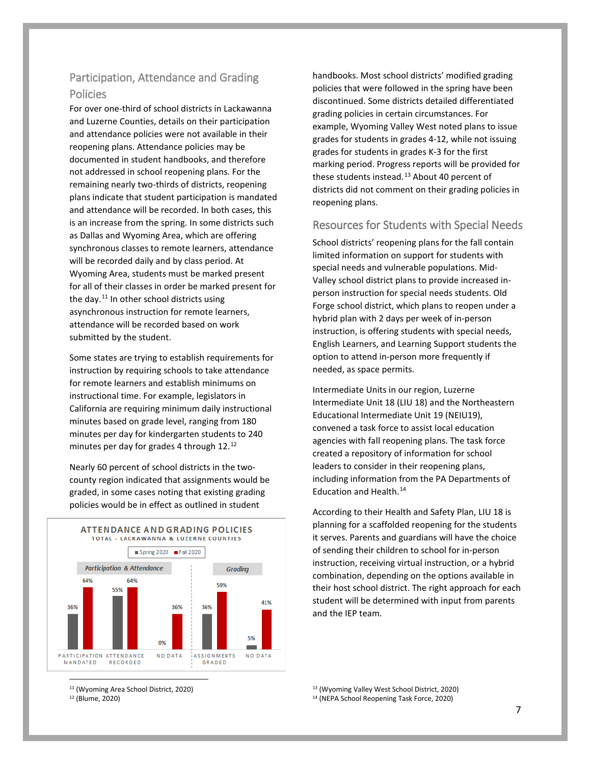## Participation, Attendance and Grading Policies

For over one-third of school districts in Lackawanna and Luzerne Counties, details on their participation and attendance policies were not available in their reopening plans. Attendance policies may be documented in student handbooks, and therefore not addressed in school reopening plans. For the remaining nearly two-thirds of districts, reopening plans indicate that student participation is mandated and attendance will be recorded. In both cases, this is an increase from the spring. In some districts such as Dallas and Wyoming Area, which are offering synchronous classes to remote learners, attendance will be recorded daily and by class period. At Wyoming Area, students must be marked present for all of their classes in order be marked present for the day.[11] In other school districts using asynchronous instruction for remote learners, attendance will be recorded based on work submitted by the student.

Some states are trying to establish requirements for instruction by requiring schools to take attendance for remote learners and establish minimums on instructional time. For example, legislators in California are requiring minimum daily instructional minutes based on grade level, ranging from 180 minutes per day for kindergarten students to 240 minutes per day for grades 4 through 12.[12]

Nearly 60 percent of school districts in the two-county region indicated that assignments would be graded, in some cases noting that existing grading policies would be in effect as outlined in student handbooks. Most school districts' modified grading policies that were followed in the spring have been discontinued. Some districts detailed differentiated grading policies in certain circumstances. For example, Wyoming Valley West noted plans to issue grades for students in grades 4-12, while not issuing grades for students in grades K-3 for the first marking period. Progress reports will be provided for these students instead.[13] About 40 percent of districts did not comment on their grading policies in reopening plans.

**ATTENDANCE AND GRADING POLICIES**
TOTAL - LACKAWANNA & LUZERNE COUNTIES

| | Category | Spring 2020 | Fall 2020 |
|---|---|---|---|
| Participation & Attendance | Participation Mandated | 36% | 64% |
| | Attendance Recorded | 55% | 64% |
| | No Data | 0% | 36% |
| Grading | Assignments Graded | 36% | 59% |
| | No Data | 5% | 41% |

## Resources for Students with Special Needs

School districts' reopening plans for the fall contain limited information on support for students with special needs and vulnerable populations. Mid-Valley school district plans to provide increased in-person instruction for special needs students. Old Forge school district, which plans to reopen under a hybrid plan with 2 days per week of in-person instruction, is offering students with special needs, English Learners, and Learning Support students the option to attend in-person more frequently if needed, as space permits.

Intermediate Units in our region, Luzerne Intermediate Unit 18 (LIU 18) and the Northeastern Educational Intermediate Unit 19 (NEIU19), convened a task force to assist local education agencies with fall reopening plans. The task force created a repository of information for school leaders to consider in their reopening plans, including information from the PA Departments of Education and Health.[14]

According to their Health and Safety Plan, LIU 18 is planning for a scaffolded reopening for the students it serves. Parents and guardians will have the choice of sending their children to school for in-person instruction, receiving virtual instruction, or a hybrid combination, depending on the options available in their host school district. The right approach for each student will be determined with input from parents and the IEP team.

---

[11] (Wyoming Area School District, 2020)
[12] (Blume, 2020)
[13] (Wyoming Valley West School District, 2020)
[14] (NEPA School Reopening Task Force, 2020)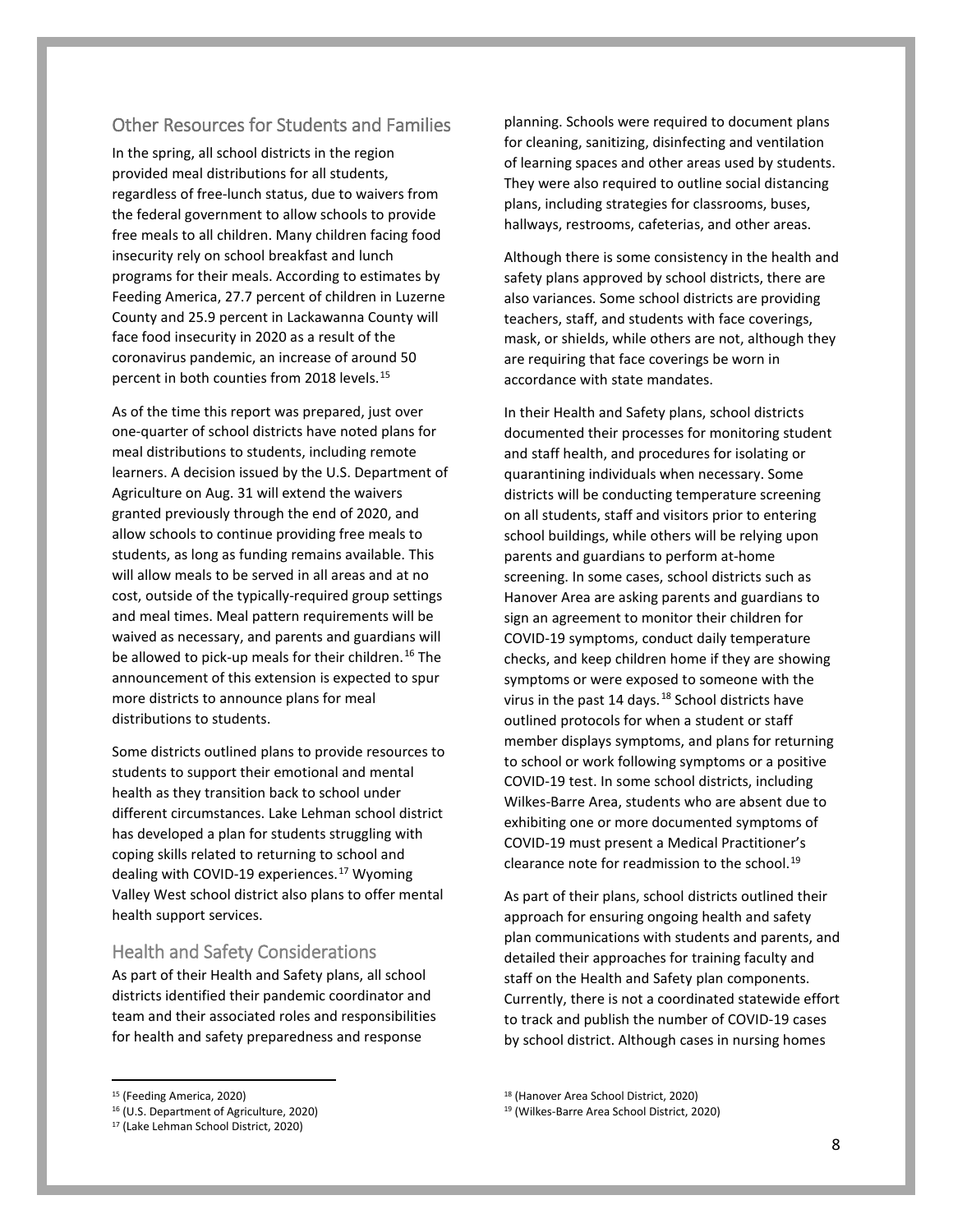## Other Resources for Students and Families

In the spring, all school districts in the region provided meal distributions for all students, regardless of free-lunch status, due to waivers from the federal government to allow schools to provide free meals to all children. Many children facing food insecurity rely on school breakfast and lunch programs for their meals. According to estimates by Feeding America, 27.7 percent of children in Luzerne County and 25.9 percent in Lackawanna County will face food insecurity in 2020 as a result of the coronavirus pandemic, an increase of around 50 percent in both counties from 2018 levels.[15]

As of the time this report was prepared, just over one-quarter of school districts have noted plans for meal distributions to students, including remote learners. A decision issued by the U.S. Department of Agriculture on Aug. 31 will extend the waivers granted previously through the end of 2020, and allow schools to continue providing free meals to students, as long as funding remains available. This will allow meals to be served in all areas and at no cost, outside of the typically-required group settings and meal times. Meal pattern requirements will be waived as necessary, and parents and guardians will be allowed to pick-up meals for their children.[16] The announcement of this extension is expected to spur more districts to announce plans for meal distributions to students.

Some districts outlined plans to provide resources to students to support their emotional and mental health as they transition back to school under different circumstances. Lake Lehman school district has developed a plan for students struggling with coping skills related to returning to school and dealing with COVID-19 experiences.[17] Wyoming Valley West school district also plans to offer mental health support services.

## Health and Safety Considerations

As part of their Health and Safety plans, all school districts identified their pandemic coordinator and team and their associated roles and responsibilities for health and safety preparedness and response planning. Schools were required to document plans for cleaning, sanitizing, disinfecting and ventilation of learning spaces and other areas used by students. They were also required to outline social distancing plans, including strategies for classrooms, buses, hallways, restrooms, cafeterias, and other areas.

Although there is some consistency in the health and safety plans approved by school districts, there are also variances. Some school districts are providing teachers, staff, and students with face coverings, mask, or shields, while others are not, although they are requiring that face coverings be worn in accordance with state mandates.

In their Health and Safety plans, school districts documented their processes for monitoring student and staff health, and procedures for isolating or quarantining individuals when necessary. Some districts will be conducting temperature screening on all students, staff and visitors prior to entering school buildings, while others will be relying upon parents and guardians to perform at-home screening. In some cases, school districts such as Hanover Area are asking parents and guardians to sign an agreement to monitor their children for COVID-19 symptoms, conduct daily temperature checks, and keep children home if they are showing symptoms or were exposed to someone with the virus in the past 14 days.[18] School districts have outlined protocols for when a student or staff member displays symptoms, and plans for returning to school or work following symptoms or a positive COVID-19 test. In some school districts, including Wilkes-Barre Area, students who are absent due to exhibiting one or more documented symptoms of COVID-19 must present a Medical Practitioner's clearance note for readmission to the school.[19]

As part of their plans, school districts outlined their approach for ensuring ongoing health and safety plan communications with students and parents, and detailed their approaches for training faculty and staff on the Health and Safety plan components. Currently, there is not a coordinated statewide effort to track and publish the number of COVID-19 cases by school district. Although cases in nursing homes

---

[15] (Feeding America, 2020)

[16] (U.S. Department of Agriculture, 2020)

[17] (Lake Lehman School District, 2020)

[18] (Hanover Area School District, 2020)

[19] (Wilkes-Barre Area School District, 2020)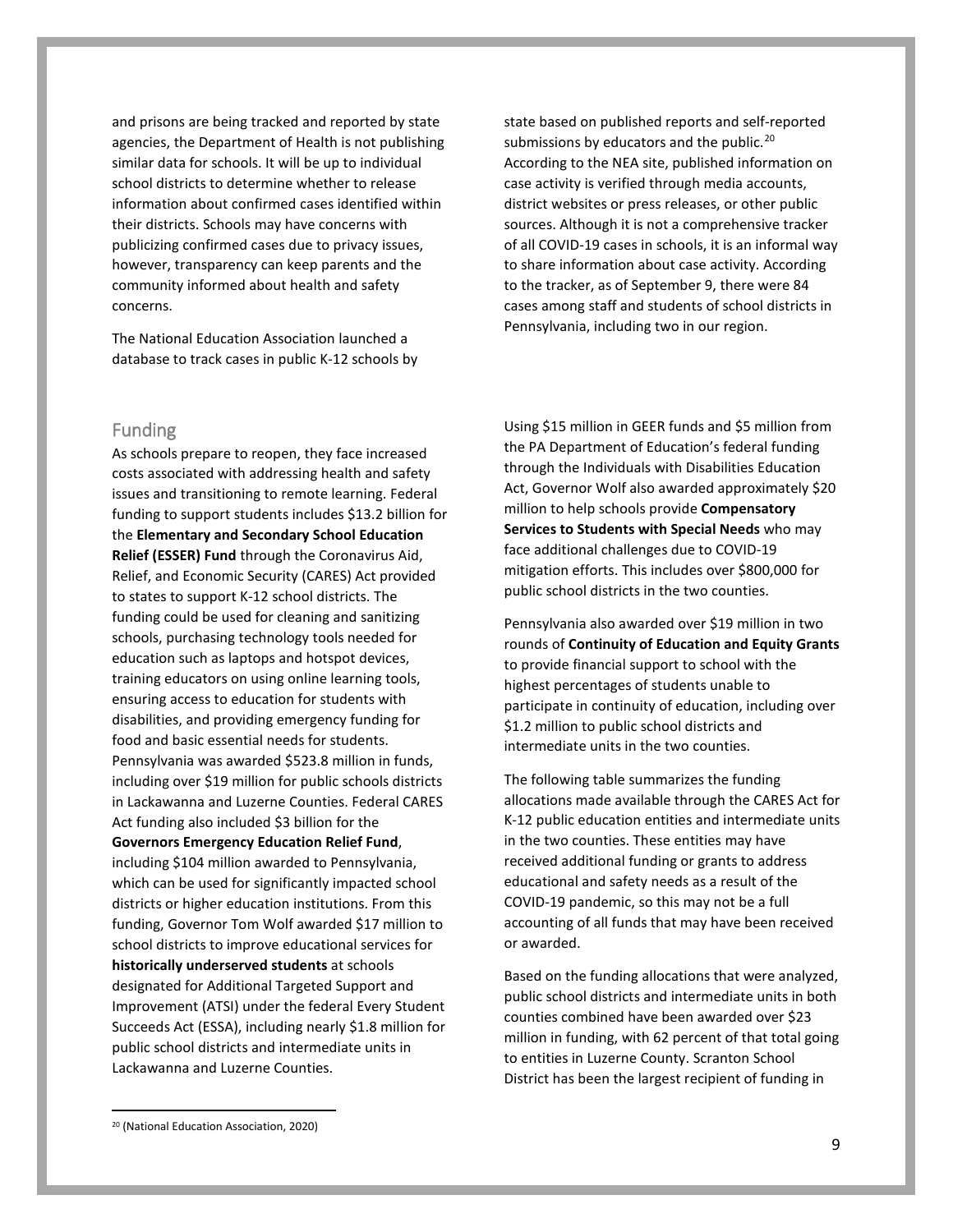and prisons are being tracked and reported by state agencies, the Department of Health is not publishing similar data for schools. It will be up to individual school districts to determine whether to release information about confirmed cases identified within their districts. Schools may have concerns with publicizing confirmed cases due to privacy issues, however, transparency can keep parents and the community informed about health and safety concerns.

The National Education Association launched a database to track cases in public K-12 schools by state based on published reports and self-reported submissions by educators and the public.[20] According to the NEA site, published information on case activity is verified through media accounts, district websites or press releases, or other public sources. Although it is not a comprehensive tracker of all COVID-19 cases in schools, it is an informal way to share information about case activity. According to the tracker, as of September 9, there were 84 cases among staff and students of school districts in Pennsylvania, including two in our region.

## Funding

As schools prepare to reopen, they face increased costs associated with addressing health and safety issues and transitioning to remote learning. Federal funding to support students includes $13.2 billion for the **Elementary and Secondary School Education Relief (ESSER) Fund** through the Coronavirus Aid, Relief, and Economic Security (CARES) Act provided to states to support K-12 school districts. The funding could be used for cleaning and sanitizing schools, purchasing technology tools needed for education such as laptops and hotspot devices, training educators on using online learning tools, ensuring access to education for students with disabilities, and providing emergency funding for food and basic essential needs for students. Pennsylvania was awarded $523.8 million in funds, including over $19 million for public schools districts in Lackawanna and Luzerne Counties. Federal CARES Act funding also included $3 billion for the **Governors Emergency Education Relief Fund**, including $104 million awarded to Pennsylvania, which can be used for significantly impacted school districts or higher education institutions. From this funding, Governor Tom Wolf awarded $17 million to school districts to improve educational services for **historically underserved students** at schools designated for Additional Targeted Support and Improvement (ATSI) under the federal Every Student Succeeds Act (ESSA), including nearly $1.8 million for public school districts and intermediate units in Lackawanna and Luzerne Counties.

Using $15 million in GEER funds and $5 million from the PA Department of Education's federal funding through the Individuals with Disabilities Education Act, Governor Wolf also awarded approximately $20 million to help schools provide **Compensatory Services to Students with Special Needs** who may face additional challenges due to COVID-19 mitigation efforts. This includes over $800,000 for public school districts in the two counties.

Pennsylvania also awarded over $19 million in two rounds of **Continuity of Education and Equity Grants** to provide financial support to school with the highest percentages of students unable to participate in continuity of education, including over $1.2 million to public school districts and intermediate units in the two counties.

The following table summarizes the funding allocations made available through the CARES Act for K-12 public education entities and intermediate units in the two counties. These entities may have received additional funding or grants to address educational and safety needs as a result of the COVID-19 pandemic, so this may not be a full accounting of all funds that may have been received or awarded.

Based on the funding allocations that were analyzed, public school districts and intermediate units in both counties combined have been awarded over $23 million in funding, with 62 percent of that total going to entities in Luzerne County. Scranton School District has been the largest recipient of funding in

[20] (National Education Association, 2020)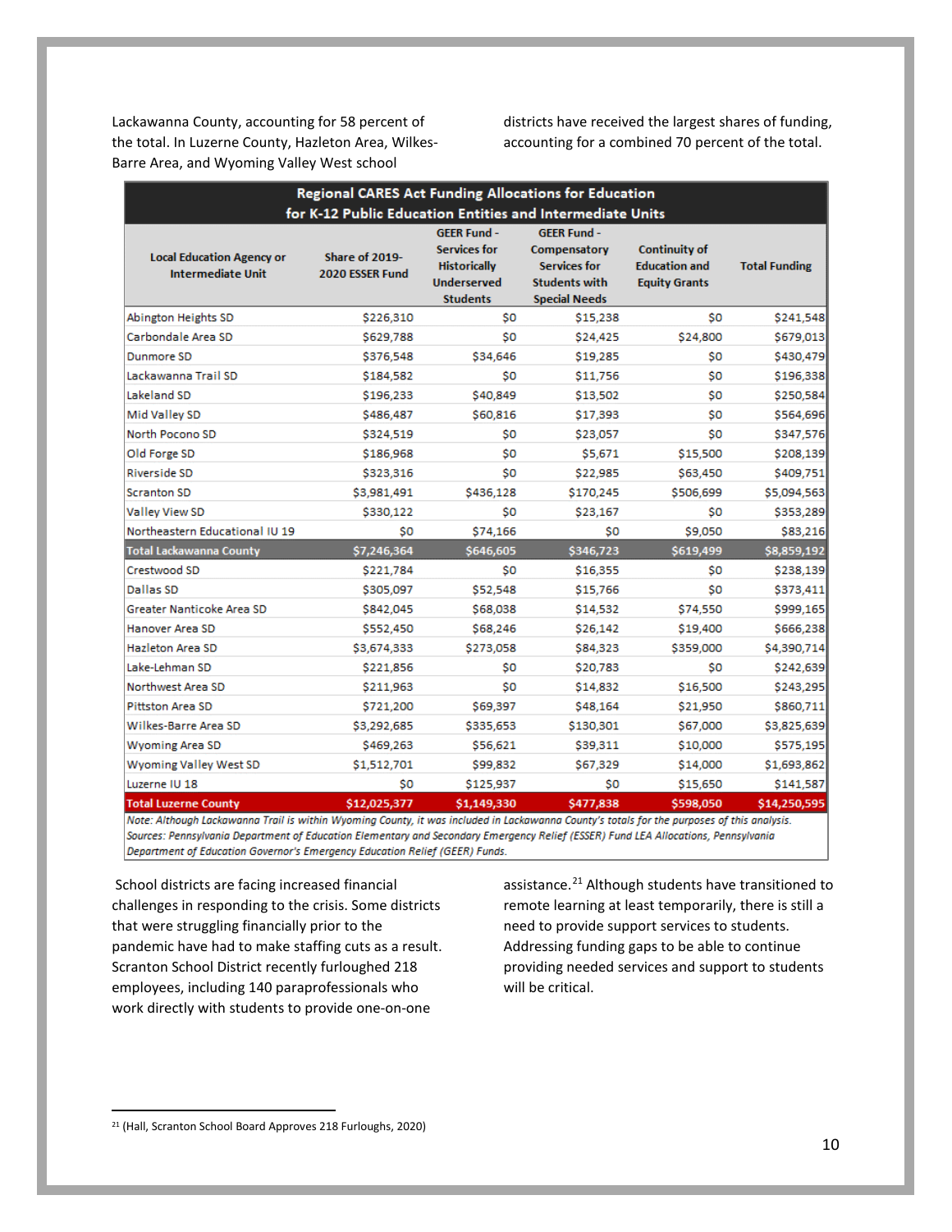Lackawanna County, accounting for 58 percent of the total. In Luzerne County, Hazleton Area, Wilkes-Barre Area, and Wyoming Valley West school districts have received the largest shares of funding, accounting for a combined 70 percent of the total.

**Regional CARES Act Funding Allocations for Education for K-12 Public Education Entities and Intermediate Units**

| Local Education Agency or Intermediate Unit | Share of 2019-2020 ESSER Fund | GEER Fund - Services for Historically Underserved Students | GEER Fund - Compensatory Services for Students with Special Needs | Continuity of Education and Equity Grants | Total Funding |
|---|---|---|---|---|---|
| Abington Heights SD | $226,310 | $0 | $15,238 | $0 | $241,548 |
| Carbondale Area SD | $629,788 | $0 | $24,425 | $24,800 | $679,013 |
| Dunmore SD | $376,548 | $34,646 | $19,285 | $0 | $430,479 |
| Lackawanna Trail SD | $184,582 | $0 | $11,756 | $0 | $196,338 |
| Lakeland SD | $196,233 | $40,849 | $13,502 | $0 | $250,584 |
| Mid Valley SD | $486,487 | $60,816 | $17,393 | $0 | $564,696 |
| North Pocono SD | $324,519 | $0 | $23,057 | $0 | $347,576 |
| Old Forge SD | $186,968 | $0 | $5,671 | $15,500 | $208,139 |
| Riverside SD | $323,316 | $0 | $22,985 | $63,450 | $409,751 |
| Scranton SD | $3,981,491 | $436,128 | $170,245 | $506,699 | $5,094,563 |
| Valley View SD | $330,122 | $0 | $23,167 | $0 | $353,289 |
| Northeastern Educational IU 19 | $0 | $74,166 | $0 | $9,050 | $83,216 |
| **Total Lackawanna County** | **$7,246,364** | **$646,605** | **$346,723** | **$619,499** | **$8,859,192** |
| Crestwood SD | $221,784 | $0 | $16,355 | $0 | $238,139 |
| Dallas SD | $305,097 | $52,548 | $15,766 | $0 | $373,411 |
| Greater Nanticoke Area SD | $842,045 | $68,038 | $14,532 | $74,550 | $999,165 |
| Hanover Area SD | $552,450 | $68,246 | $26,142 | $19,400 | $666,238 |
| Hazleton Area SD | $3,674,333 | $273,058 | $84,323 | $359,000 | $4,390,714 |
| Lake-Lehman SD | $221,856 | $0 | $20,783 | $0 | $242,639 |
| Northwest Area SD | $211,963 | $0 | $14,832 | $16,500 | $243,295 |
| Pittston Area SD | $721,200 | $69,397 | $48,164 | $21,950 | $860,711 |
| Wilkes-Barre Area SD | $3,292,685 | $335,653 | $130,301 | $67,000 | $3,825,639 |
| Wyoming Area SD | $469,263 | $56,621 | $39,311 | $10,000 | $575,195 |
| Wyoming Valley West SD | $1,512,701 | $99,832 | $67,329 | $14,000 | $1,693,862 |
| Luzerne IU 18 | $0 | $125,937 | $0 | $15,650 | $141,587 |
| **Total Luzerne County** | **$12,025,377** | **$1,149,330** | **$477,838** | **$598,050** | **$14,250,595** |

*Note: Although Lackawanna Trail is within Wyoming County, it was included in Lackawanna County's totals for the purposes of this analysis.*
*Sources: Pennsylvania Department of Education Elementary and Secondary Emergency Relief (ESSER) Fund LEA Allocations, Pennsylvania Department of Education Governor's Emergency Education Relief (GEER) Funds.*

School districts are facing increased financial challenges in responding to the crisis. Some districts that were struggling financially prior to the pandemic have had to make staffing cuts as a result. Scranton School District recently furloughed 218 employees, including 140 paraprofessionals who work directly with students to provide one-on-one assistance.[21] Although students have transitioned to remote learning at least temporarily, there is still a need to provide support services to students. Addressing funding gaps to be able to continue providing needed services and support to students will be critical.

[21] (Hall, Scranton School Board Approves 218 Furloughs, 2020)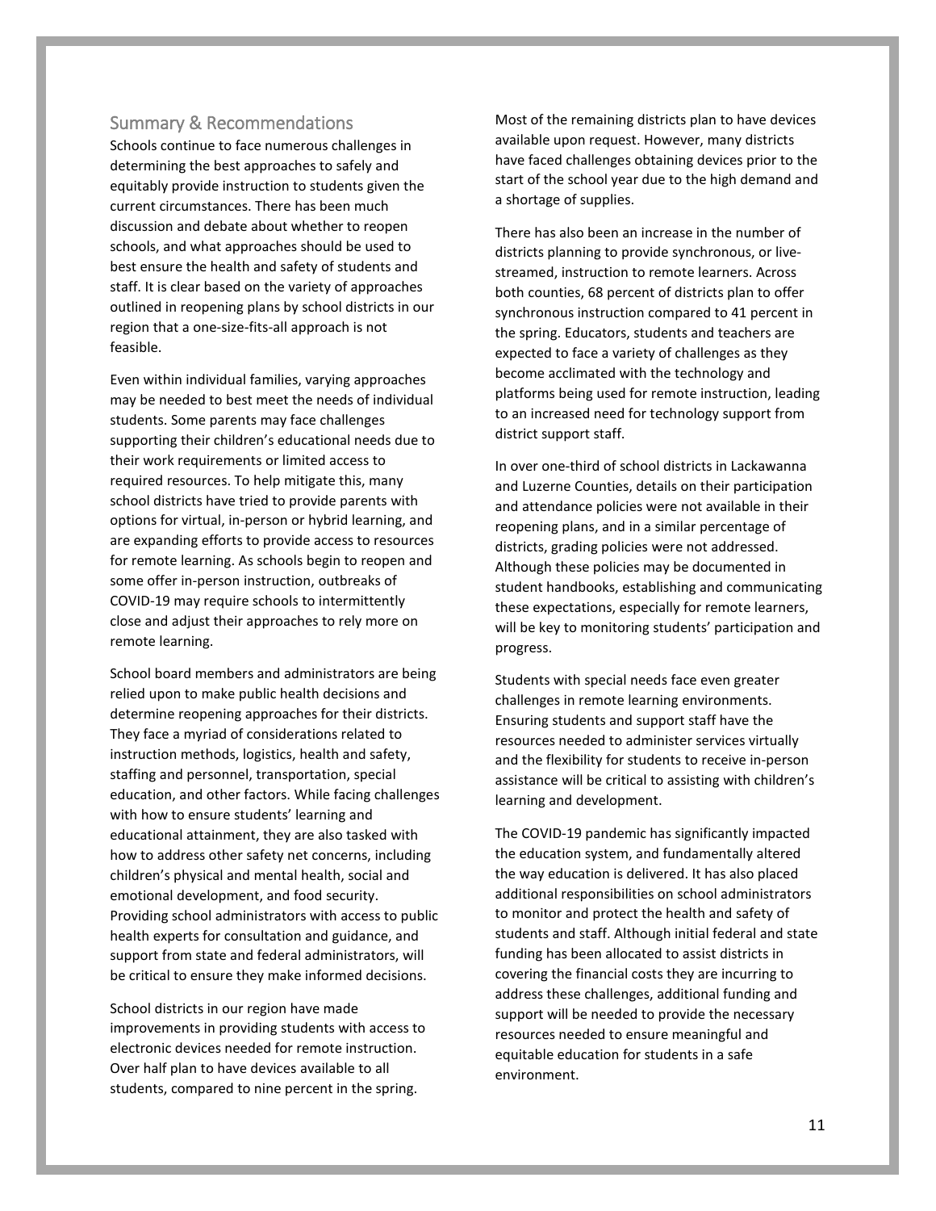## Summary & Recommendations

Schools continue to face numerous challenges in determining the best approaches to safely and equitably provide instruction to students given the current circumstances. There has been much discussion and debate about whether to reopen schools, and what approaches should be used to best ensure the health and safety of students and staff. It is clear based on the variety of approaches outlined in reopening plans by school districts in our region that a one-size-fits-all approach is not feasible.

Even within individual families, varying approaches may be needed to best meet the needs of individual students. Some parents may face challenges supporting their children's educational needs due to their work requirements or limited access to required resources. To help mitigate this, many school districts have tried to provide parents with options for virtual, in-person or hybrid learning, and are expanding efforts to provide access to resources for remote learning. As schools begin to reopen and some offer in-person instruction, outbreaks of COVID-19 may require schools to intermittently close and adjust their approaches to rely more on remote learning.

School board members and administrators are being relied upon to make public health decisions and determine reopening approaches for their districts. They face a myriad of considerations related to instruction methods, logistics, health and safety, staffing and personnel, transportation, special education, and other factors. While facing challenges with how to ensure students' learning and educational attainment, they are also tasked with how to address other safety net concerns, including children's physical and mental health, social and emotional development, and food security. Providing school administrators with access to public health experts for consultation and guidance, and support from state and federal administrators, will be critical to ensure they make informed decisions.

School districts in our region have made improvements in providing students with access to electronic devices needed for remote instruction. Over half plan to have devices available to all students, compared to nine percent in the spring. Most of the remaining districts plan to have devices available upon request. However, many districts have faced challenges obtaining devices prior to the start of the school year due to the high demand and a shortage of supplies.

There has also been an increase in the number of districts planning to provide synchronous, or live-streamed, instruction to remote learners. Across both counties, 68 percent of districts plan to offer synchronous instruction compared to 41 percent in the spring. Educators, students and teachers are expected to face a variety of challenges as they become acclimated with the technology and platforms being used for remote instruction, leading to an increased need for technology support from district support staff.

In over one-third of school districts in Lackawanna and Luzerne Counties, details on their participation and attendance policies were not available in their reopening plans, and in a similar percentage of districts, grading policies were not addressed. Although these policies may be documented in student handbooks, establishing and communicating these expectations, especially for remote learners, will be key to monitoring students' participation and progress.

Students with special needs face even greater challenges in remote learning environments. Ensuring students and support staff have the resources needed to administer services virtually and the flexibility for students to receive in-person assistance will be critical to assisting with children's learning and development.

The COVID-19 pandemic has significantly impacted the education system, and fundamentally altered the way education is delivered. It has also placed additional responsibilities on school administrators to monitor and protect the health and safety of students and staff. Although initial federal and state funding has been allocated to assist districts in covering the financial costs they are incurring to address these challenges, additional funding and support will be needed to provide the necessary resources needed to ensure meaningful and equitable education for students in a safe environment.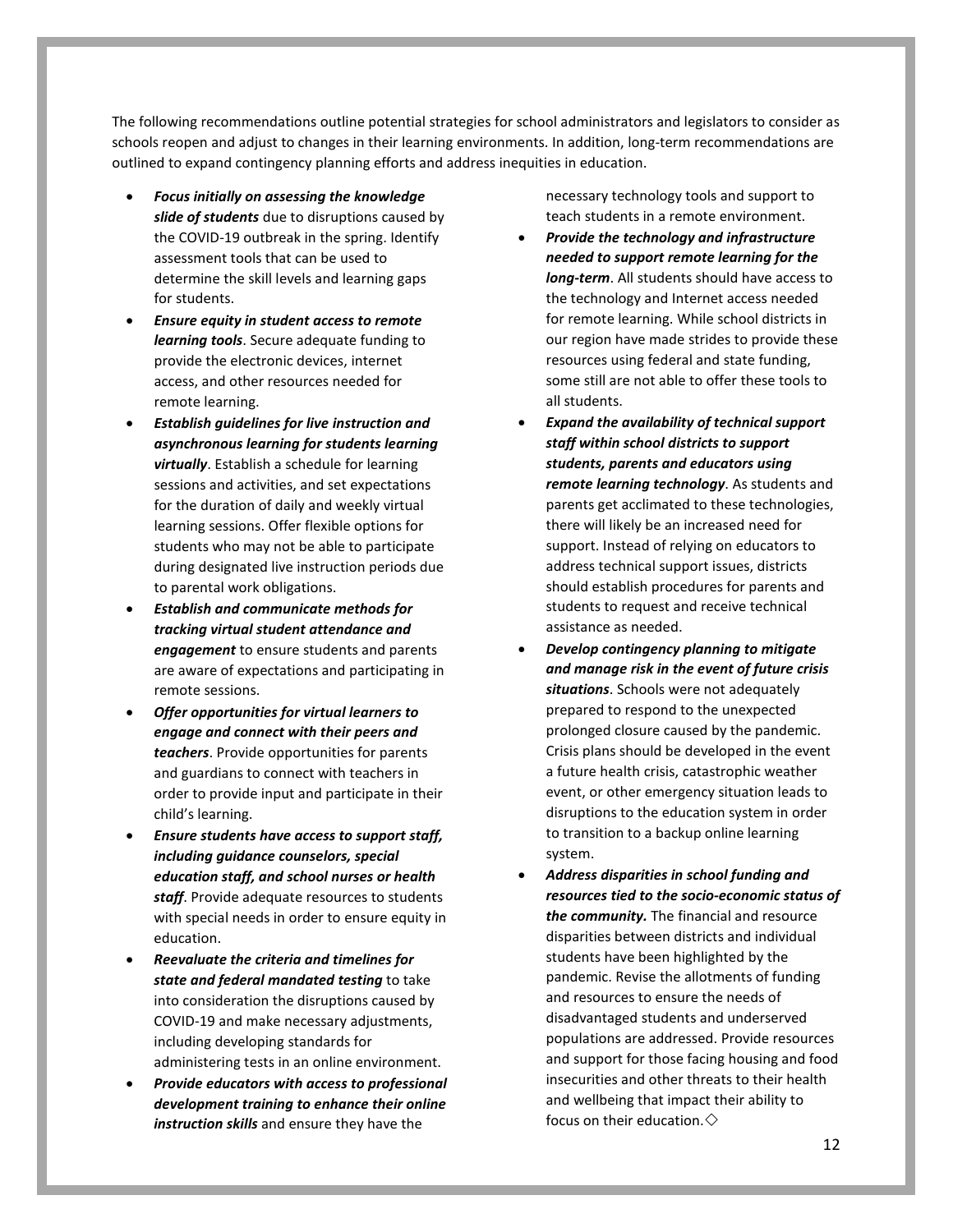The following recommendations outline potential strategies for school administrators and legislators to consider as schools reopen and adjust to changes in their learning environments. In addition, long-term recommendations are outlined to expand contingency planning efforts and address inequities in education.

- ***Focus initially on assessing the knowledge slide of students*** due to disruptions caused by the COVID-19 outbreak in the spring. Identify assessment tools that can be used to determine the skill levels and learning gaps for students.
- ***Ensure equity in student access to remote learning tools***. Secure adequate funding to provide the electronic devices, internet access, and other resources needed for remote learning.
- ***Establish guidelines for live instruction and asynchronous learning for students learning virtually***. Establish a schedule for learning sessions and activities, and set expectations for the duration of daily and weekly virtual learning sessions. Offer flexible options for students who may not be able to participate during designated live instruction periods due to parental work obligations.
- ***Establish and communicate methods for tracking virtual student attendance and engagement*** to ensure students and parents are aware of expectations and participating in remote sessions.
- ***Offer opportunities for virtual learners to engage and connect with their peers and teachers***. Provide opportunities for parents and guardians to connect with teachers in order to provide input and participate in their child's learning.
- ***Ensure students have access to support staff, including guidance counselors, special education staff, and school nurses or health staff***. Provide adequate resources to students with special needs in order to ensure equity in education.
- ***Reevaluate the criteria and timelines for state and federal mandated testing*** to take into consideration the disruptions caused by COVID-19 and make necessary adjustments, including developing standards for administering tests in an online environment.
- ***Provide educators with access to professional development training to enhance their online instruction skills*** and ensure they have the necessary technology tools and support to teach students in a remote environment.
- ***Provide the technology and infrastructure needed to support remote learning for the long-term***. All students should have access to the technology and Internet access needed for remote learning. While school districts in our region have made strides to provide these resources using federal and state funding, some still are not able to offer these tools to all students.
- ***Expand the availability of technical support staff within school districts to support students, parents and educators using remote learning technology***. As students and parents get acclimated to these technologies, there will likely be an increased need for support. Instead of relying on educators to address technical support issues, districts should establish procedures for parents and students to request and receive technical assistance as needed.
- ***Develop contingency planning to mitigate and manage risk in the event of future crisis situations***. Schools were not adequately prepared to respond to the unexpected prolonged closure caused by the pandemic. Crisis plans should be developed in the event a future health crisis, catastrophic weather event, or other emergency situation leads to disruptions to the education system in order to transition to a backup online learning system.
- ***Address disparities in school funding and resources tied to the socio-economic status of the community.*** The financial and resource disparities between districts and individual students have been highlighted by the pandemic. Revise the allotments of funding and resources to ensure the needs of disadvantaged students and underserved populations are addressed. Provide resources and support for those facing housing and food insecurities and other threats to their health and wellbeing that impact their ability to focus on their education.◇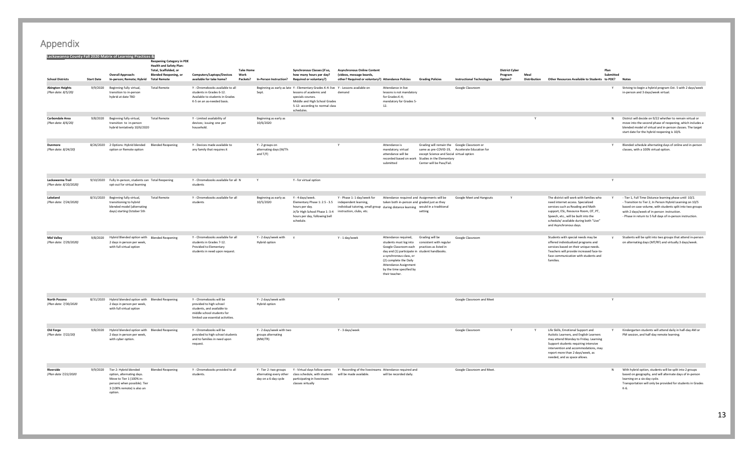# Appendix

**Lackawanna County Fall 2020 Matrix of Learning Practices &**

| School Districts | Start Date | Overall Approach: In-person; Remote; Hybrid | Reopening Category in PDE Health and Safety Plan: Total, Scaffolded, or Blended Reopening, or Total Remote | Computers/Laptops/Devices available for take home? | Take Home Work Packets? | In-Person Instruction? | Synchronous Classes (if so, how many hours per day? Required or voluntary?) | Asynchronous Online Content (videos, message boards, other? Required or voluntary?) | Attendance Policies | Grading Policies | Instructional Technologies | District Cyber Program Option? | Meal Distribution | Other Resources Available to Students | Plan Submitted to PDE? | Notes |
|---|---|---|---|---|---|---|---|---|---|---|---|---|---|---|---|---|
| **Abington Heights** *(Plan date: 8/5/20)* | 9/9/2020 | Beginning fully virtual, transition to in-person hybrid at date TBD | Total Remote | Y - Chromebooks available to all students in Grades 6-12. Available to students in Grades K-5 on an as-needed basis. | | Beginning as early as late Sept. | Y - Elementary Grades K-4: live lessons of academic and specials courses. Middle and High School Grades 5-12: according to normal class schedules. | Y - Lessons available on demand | Attendance in live lessons is not mandatory for Grades K-4; mandatory for Grades 5-12. | | Google Classroom | | | | Y | Striving to begin a hybrid program Oct. 5 with 2 days/week in-person and 3 days/week virtual. |
| **Carbondale Area** *(Plan date: 8/6/20)* | 9/8/2020 | Beginning fully virtual, transition to in-person hybrid tentatively 10/6/2020 | Total Remote | Y - Limited availability of devices; issuing one per household. | | Beginning as early as 10/6/2020 | | | | | | | Y | | N | District will decide on 9/22 whether to remain virtual or move into the second phase of reopening, which includes a blended model of virtual and in-person classes. The target start date for the hybrid reopening is 10/6. |
| **Dunmore** *(Plan date: 8/24/20)* | 8/26/2020 | 2 Options: Hybrid blended option or Remote option | Blended Reopening | Y - Devices made available to any family that requires it | | Y - 2 groups on alternating days (M/Th and T/F) | | Y | Attendance is mandatory; virtual attendance will be recorded based on work submitted | Grading will remain the same as pre-COVID-19, except Science and Social Studies in the Elementary Center will be Pass/Fail. | Google Classroom or Accelerate Education for virtual option | | | | Y | Blended schedule alternating days of online and in-person classes, with a 100% virtual option. |
| **Lackawanna Trail** *(Plan date: 8/10/2020)* | 9/10/2020 | Fully In-person, students can opt-out for virtual learning | Total Reopening | Y - Chromebooks available for all students | N | Y | Y - for virtual option | | | | | | | | Y | |
| **Lakeland** *(Plan date: 7/24/2020)* | 8/31/2020 | Beginning fully virtual, transitioning to hybrid blended model (alternating days) starting October 5th | Total Remote | Y - Chromebooks available for all students | | Beginning as early as 10/5/2020 | Y - 4 days/week. Elementary Phase 1: 2.5 - 3.5 hours per day. Jr/Sr High School Phase 1: 3-4 hours per day, following bell schedule. | Y - Phase 1: 1 day/week for independent learning, individual tutoring, small group instruction, clubs, etc. | Attendance required and taken both in-person and during distance learning | Assignments will be graded just as they would in a traditional setting | Google Meet and Hangouts | Y | | The district will work with families who need internet access. Specialized services such as Reading and Math support, ESL, Resource Room, OT, PT, Speech, etc., will be built into the schedule/ available during both "Live" and Asynchronous days. | Y | - Tier 1, Full Time Distance learning phase until 10/2. - Transition to Tier 2, In Person Hybrid Learning on 10/5 based on case volume, with students split into two groups with 2 days/week of in-person instruction. - Phase in return to 5 full days of in-person instruction. |
| **Mid Valley** *(Plan date: 7/29/2020)* | 9/8/2020 | Hybrid Blended option with 2 days in person per week, with full virtual option | Blended Reopening | Y - Chromebooks available for all students in Grades 7-12. Provided to Elementary students in need upon request. | | Y - 2 days/week with Hybrid option | Y | Y - 1 day/week | Attendance required, students must log into Google Classroom each day and (1) participate in a synchronous class, or (2) complete the Daily Attendance Assignment by the time specified by their teacher. | Grading will be consistent with regular practices as listed in student handbooks. | Google Classroom | | | Students with special needs may be offered individualized programs and services based on their unique needs. Teachers will provide increased face-to-face communication with students and families. | Y | Students will be split into two groups that attend in-person on alternating days (M/T/R/F) and virtually 3 days/week. |
| **North Pocono** *(Plan date: 7/30/2020)* | 8/31/2020 | Hybrid blended option with 2 days in person per week, with full virtual option | Blended Reopening | Y - Chromebooks will be provided to high school students, and available to middle school students for limited use essential activities. | | Y - 2 days/week with Hybrid option | | Y | | | Google Classroom and Meet | | | | Y | |
| **Old Forge** *(Plan date: 7/22/20)* | 9/8/2020 | Hybrid blended option with 2 days in person per week, with cyber option. | Blended Reopening | Y - Chromebooks will be provided to high school students and to families in need upon request. | | Y - 2 days/week with two groups alternating (MW/TR) | | Y - 3 days/week | | | Google Classroom | Y | Y | Life Skills, Emotional Support and Autistic Learners, and English Learners may attend Monday to Friday. Learning Support students requiring intensive intervention and accommodations, may report more than 2 days/week, as needed, and as space allows. | Y | Kindergarten students will attend daily in half-day AM or PM session, and half-day remote learning. |
| **Riverside** *(Plan date 7/22/2020* | 9/9/2020 | Tier 2: Hybrid blended option, alternating days. Move to Tier 1 (100% in-person) when possible). Tier 3 (100% remote) is also an option. | Blended Reopening | Y - Chromebooks provided to all students. | | Y - Tier 2: two groups alternating every other day on a 6-day cycle | Y - Virtual days follow same class schedule, with students participating in livestream classes virtually | Y - Recording of the livestreams will be made available. | Attendance required and will be recorded daily. | | Google Classroom and Meet. | | | | N | With hybrid option, students will be split into 2 groups based on geography, and will alternate days of in-person learning on a six-day cycle. Transportation will only be provided for students in Grades K-6. |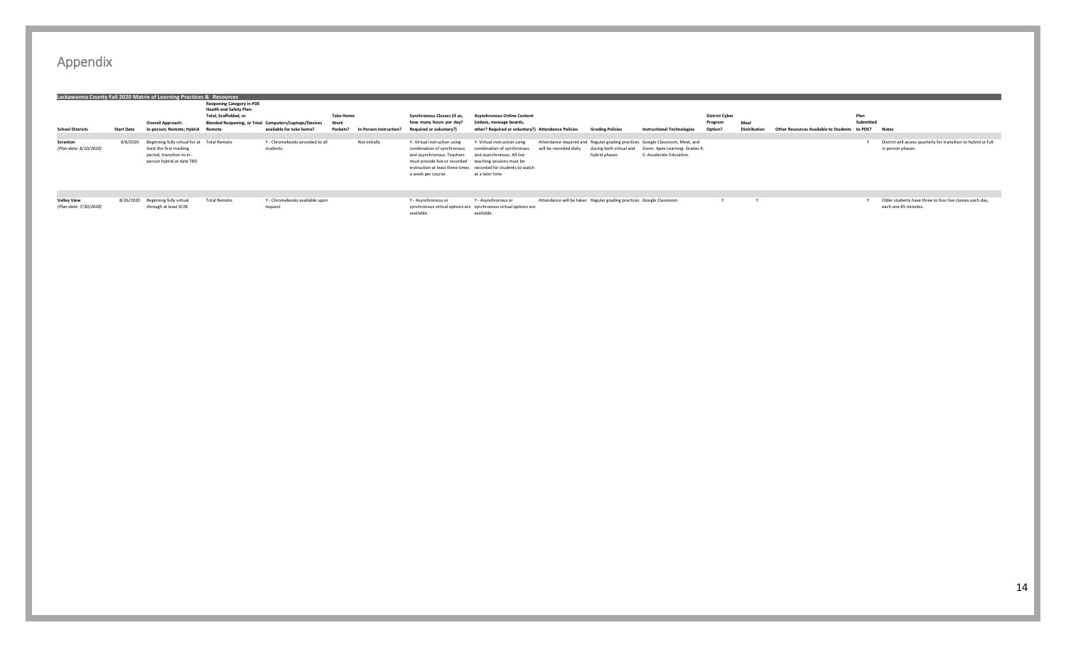# Appendix

| Lackawanna County Fall 2020 Matrix of Learning Practices & Resources | | | | | | | | | | | | | | | | | |
|---|---|---|---|---|---|---|---|---|---|---|---|---|---|---|---|---|---|
| School Districts | Start Date | Overall Approach: In-person; Remote; Hybrid | Reopening Category in PDE Health and Safety Plan: Total, Scaffolded, or Blended Reopening, or Total Remote | Computers/Laptops/Devices available for take home? | Take Home Work Packets? | In-Person Instruction? | Synchronous Classes (if so, how many hours per day? Required or voluntary?) | Asynchronous Online Content (videos, message boards, other? Required or voluntary?) | Attendance Policies | Grading Policies | Instructional Technologies | District Cyber Program Option? | Meal Distribution | Other Resources Available to Students | Plan Submitted to PDE? | Notes |
| **Scranton** *(Plan date: 8/10/2020)* | 9/8/2020 | Beginning fully virtual for at least the first marking period, transition to in-person hybrid at date TBD | Total Remote | Y - Chromebooks provided to all students. | | Not initially | Y- Virtual instruction using combination of synchronous and asynchronous. Teachers must provide live or recorded instruction at least three times a week per course. | Y- Virtual instruction using combination of synchronous and asynchronous. All live teaching sessions must be recorded for students to watch at a later time. | Attendance required and will be recorded daily. | Regular grading practices during both virtual and hybrid phases | Google Classroom, Meet, and Zoom. Apex Learning. Grades K-5: Accelerate Education. | | | | Y | District will assess quarterly for transition to hybrid or full-in person phases. |
| **Valley View** *(Plan date: 7/30/2020)* | 8/26/2020 | Beginning fully virtual through at least 9/28 | Total Remote | Y - Chromebooks available upon request | | | Y - Asynchronous or synchronous virtual options are available. | Y - Asynchronous or synchronous virtual options are available. | Attendance will be taken | Regular grading practices | Google Classroom | Y | Y | | Y | Older students have three to four live classes each day, each one 85 minutes. |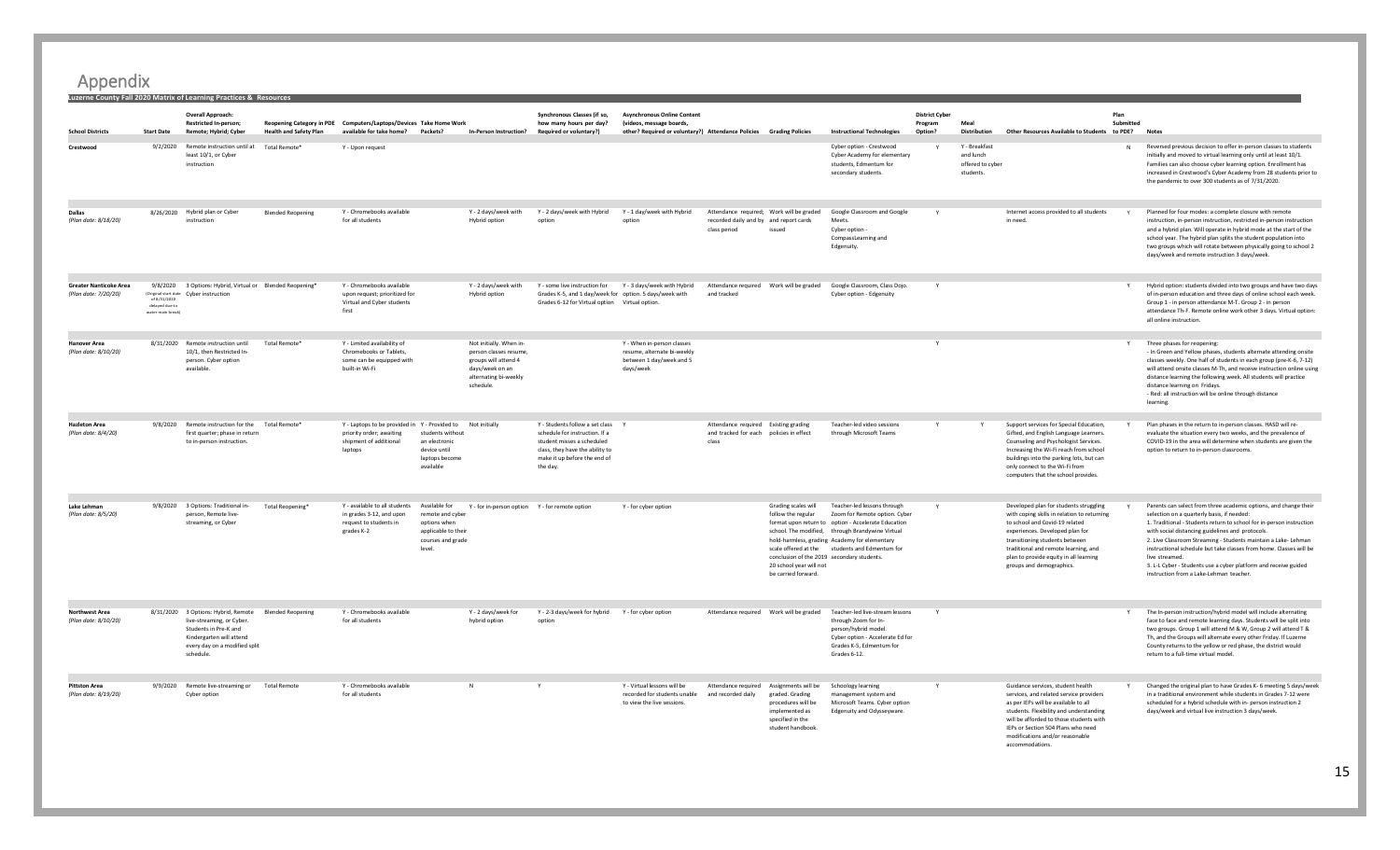# Appendix

**Luzerne County Fall 2020 Matrix of Learning Practices & Resources**

| School Districts | Start Date | Overall Approach: Restricted In-person; Hybrid; Cyber | Reopening Category in PDE Health and Safety Plan | Computers/Laptops/Devices available for take home? | Take Home Work Packets? | In-Person Instruction? | Synchronous Classes (if so, how many hours per day? Required or voluntary?) | Asynchronous Online Content (videos, message boards, other? Required or voluntary?) | Attendance Policies | Grading Policies | Instructional Technologies | District Cyber Program Option? | Meal Distribution | Other Resources Available to Students | Plan Submitted to PDE? | Notes |
|---|---|---|---|---|---|---|---|---|---|---|---|---|---|---|---|---|
| **Crestwood** | 9/2/2020 | Remote instruction until at least 10/1, or Cyber instruction | Total Remote* | Y - Upon request | | | | | | | Cyber option - Crestwood Cyber Academy for elementary students, Edmentum for secondary students. | Y | Y - Breakfast and lunch offered to cyber students. | | N | Reversed previous decision to offer in-person classes to students initially and moved to virtual learning only until at least 10/1. Families can also choose cyber learning option. Enrollment has increased in Crestwood's Cyber Academy from 28 students prior to the pandemic to over 300 students as of 7/31/2020. |
| **Dallas** *(Plan date: 8/18/20)* | 8/26/2020 | Hybrid plan or Cyber instruction | Blended Reopening | Y - Chromebooks available for all students | | Y - 2 days/week with Hybrid option | Y - 2 days/week with Hybrid option | Y - 1 day/week with Hybrid option | Attendance required; recorded daily and by class period | Work will be graded and report cards issued | Google Classroom and Google Meets. Cyber option - CompassLearning and Edgenuity. | Y | | Internet access provided to all students in need. | Y | Planned for four modes: a complete closure with remote instruction, in-person instruction, restricted in-person instruction and a hybrid plan. Will operate in hybrid mode at the start of the school year. The hybrid plan splits the student population into two groups which will rotate between physically going to school 2 days/week and remote instruction 3 days/week. |
| **Greater Nanticoke Area** *(Plan date: 7/20/20)* | 9/8/2020 (Original start date of 8/31/2020 delayed due to water main break) | 3 Options: Hybrid, Virtual or Cyber instruction | Blended Reopening* | Y - Chromebooks available upon request; prioritized for Virtual and Cyber students first | | Y - 2 days/week with Hybrid option | Y - some live instruction for Grades K-5, and 1 day/week for Grades 6-12 for Virtual option | Y - 3 days/week with Hybrid option. 5 days/week with Virtual option. | Attendance required and tracked | Work will be graded | Google Classroom, Class Dojo. Cyber option - Edgenuity | Y | | | Y | Hybrid option: students divided into two groups and have two days of in-person education and three days of online school each week. Group 1 - in person attendance M-T. Group 2 - in person attendance Th-F. Remote online work other 3 days. Virtual option: all online instruction. |
| **Hanover Area** *(Plan date: 8/10/20)* | 8/31/2020 | Remote instruction until 10/1, then Restricted In-person. Cyber option available. | Total Remote* | Y - Limited availability of Chromebooks or Tablets, some can be equipped with built-in Wi-Fi | | Not initially. When in-person classes resume, groups will attend 4 days/week on an alternating bi-weekly schedule. | | Y - When in-person classes resume, alternate bi-weekly between 1 day/week and 5 days/week | | | | Y | | | Y | Three phases for reopening:<br>- In Green and Yellow phases, students alternate attending onsite classes weekly. One half of students in each group (pre-K-6, 7-12) will attend onsite classes M-Th, and receive instruction online using distance learning the following week. All students will practice distance learning on Fridays.<br>- Red: all instruction will be online through distance learning. |
| **Hazleton Area** *(Plan date: 8/4/20)* | 9/8/2020 | Remote instruction for the first quarter; phase in return to in-person instruction. | Total Remote* | Y - Laptops to be provided in priority order; awaiting shipment of additional laptops | Y - Provided to students without an electronic device until laptops become available | Not initially | Y - Students follow a set class schedule for instruction. If a student misses a scheduled class, they have the ability to make it up before the end of the day. | Y | Attendance required and tracked for each class | Existing grading policies in effect | Teacher-led video sessions through Microsoft Teams | Y | Y | Support services for Special Education, Gifted, and English Language Learners. Counseling and Psychologist Services. Increasing the Wi-Fi reach from school buildings into the parking lots, but can only connect to the Wi-Fi from computers that the school provides. | Y | Plan phases in the return to in-person classes. HASD will re-evaluate the situation every two weeks, and the prevalence of COVID-19 in the area will determine when students are given the option to return to in-person classrooms. |
| **Lake Lehman** *(Plan date: 8/5/20)* | 9/8/2020 | 3 Options: Traditional in-person, Remote live-streaming, or Cyber | Total Reopening* | Y - available to all students in grades 3-12, and upon request to students in grades K-2 | Available for remote and cyber options when applicable to their courses and grade level. | Y - for in-person option | Y - for remote option | Y - for cyber option | | Grading scales will follow the regular format upon return to school. The modified, hold-harmless, grading scale offered at the conclusion of the 2019-20 school year will not be carried forward. | Teacher-led lessons through Zoom for Remote option. Cyber option - Accelerate Education through Brandywine Virtual Academy for elementary students and Edmentum for secondary students. | Y | | Developed plan for students struggling with coping skills in relation to returning to school and Covid-19 related experiences. Developed plan for transitioning students between traditional and remote learning, and plan to provide equity in all learning groups and demographics. | Y | Parents can select from three academic options, and change their selection on a quarterly basis, if needed:<br>1. Traditional - Students return to school for in-person instruction with social distancing guidelines and protocols.<br>2. Live Classroom Streaming - Students maintain a Lake- Lehman instructional schedule but take classes from home. Classes will be live streamed.<br>3. L-L Cyber - Students use a cyber platform and receive guided instruction from a Lake-Lehman teacher. |
| **Northwest Area** *(Plan date: 8/10/20)* | 8/31/2020 | 3 Options: Hybrid, Remote live-streaming, or Cyber. Students in Pre-K and Kindergarten will attend every day on a modified split schedule. | Blended Reopening | Y - Chromebooks available for all students | | Y - 2 days/week for hybrid option | Y - 2-3 days/week for hybrid option | Y - for cyber option | Attendance required | Work will be graded | Teacher-led live-stream lessons through Zoom for In-person/hybrid model. Cyber option - Accelerate Ed for Grades K-5, Edmentum for Grades 6-12. | Y | | | Y | The In-person instruction/hybrid model will include alternating face to face and remote learning days. Students will be split into two groups. Group 1 will attend M & W, Group 2 will attend T & Th, and the Groups will alternate every other Friday. If Luzerne County returns to the yellow or red phase, the district would return to a full-time virtual model. |
| **Pittston Area** *(Plan date: 8/19/20)* | 9/9/2020 | Remote live-streaming or Cyber option | Total Remote | Y - Chromebooks available for all students | | N | Y | Y - Virtual lessons will be recorded for students unable to view the live sessions. | Attendance required and recorded daily | Assignments will be graded. Grading procedures will be implemented as specified in the student handbook. | Schoology learning management system and Microsoft Teams. Cyber option Edgenuity and Odysseyware. | Y | | Guidance services, student health services, and related service providers as per IEPs will be available to all students. Flexibility and understanding will be afforded to those students with IEPs or Section 504 Plans who need modifications and/or reasonable accommodations. | Y | Changed the original plan to have Grades K- 6 meeting 5 days/week in a traditional environment while students in Grades 7-12 were scheduled for a hybrid schedule with in- person instruction 2 days/week and virtual live instruction 3 days/week. |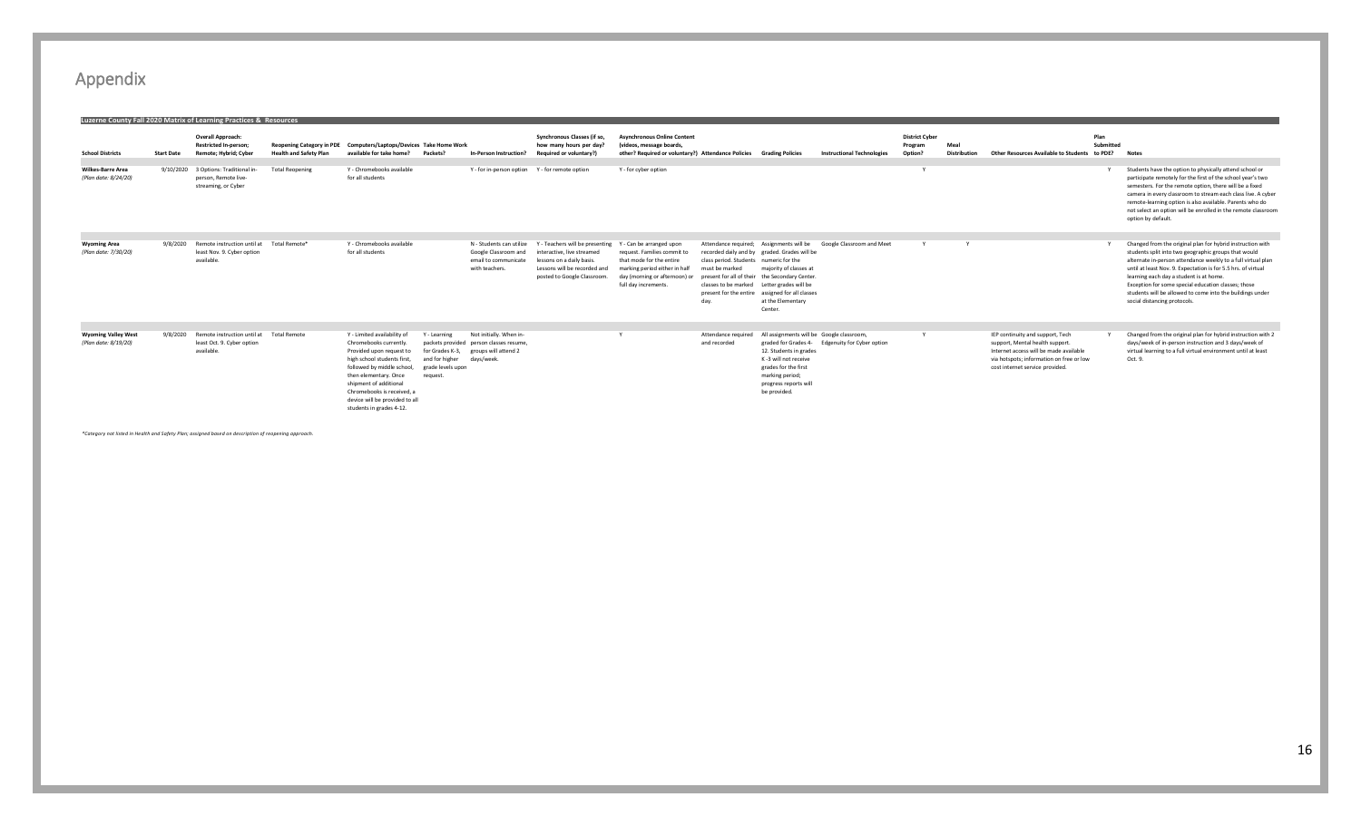# Appendix

**Luzerne County Fall 2020 Matrix of Learning Practices & Resources**

| School Districts | Start Date | Overall Approach: Restricted In-person; Remote; Hybrid; Cyber | Reopening Category in PDE Health and Safety Plan | Computers/Laptops/Devices available for take home? | Take Home Work Packets? | In-Person Instruction? | Synchronous Classes (if so, how many hours per day? Required or voluntary?) | Asynchronous Online Content (videos, message boards, other? Required or voluntary?) | Attendance Policies | Grading Policies | Instructional Technologies | District Cyber Program Option? | Meal Distribution | Other Resources Available to Students | Plan Submitted to PDE? | Notes |
|---|---|---|---|---|---|---|---|---|---|---|---|---|---|---|---|---|
| **Wilkes-Barre Area** *(Plan date: 8/24/20)* | 9/10/2020 | 3 Options: Traditional in-person, Remote live-streaming, or Cyber | Total Reopening | Y - Chromebooks available for all students | | Y - for in-person option | Y - for remote option | Y - for cyber option | | | | Y | | | Y | Students have the option to physically attend school or participate remotely for the first of the school year's two semesters. For the remote option, there will be a fixed camera in every classroom to stream each class live. A cyber remote-learning option is also available. Parents who do not select an option will be enrolled in the remote classroom option by default. |
| **Wyoming Area** *(Plan date: 7/30/20)* | 9/8/2020 | Remote instruction until at least Nov. 9. Cyber option available. | Total Remote* | Y - Chromebooks available for all students | | N - Students can utilize Google Classroom and email to communicate with teachers. | Y - Teachers will be presenting interactive, live streamed lessons on a daily basis. Lessons will be recorded and posted to Google Classroom. | Y - Can be arranged upon request. Families commit to that mode for the entire marking period either in half day (morning or afternoon) or full day increments. | Attendance required; recorded daily and by class period. Students must be marked present for all of their classes to be marked present for the entire day. | Assignments will be graded. Grades will be numeric for the majority of classes at the Secondary Center. Letter grades will be assigned for all classes at the Elementary Center. | Google Classroom and Meet | Y | Y | | Y | Changed from the original plan for hybrid instruction with students split into two geographic groups that would alternate in-person attendance weekly to a full virtual plan until at least Nov. 9. Expectation is for 5.5 hrs. of virtual learning each day a student is at home. Exception for some special education classes; those students will be allowed to come into the buildings under social distancing protocols. |
| **Wyoming Valley West** *(Plan date: 8/19/20)* | 9/8/2020 | Remote instruction until at least Oct. 9. Cyber option available. | Total Remote | Y - Limited availability of Chromebooks currently. Provided upon request to high school students first, followed by middle school, then elementary. Once shipment of additional Chromebooks is received, a device will be provided to all students in grades 4-12. | Y - Learning packets provided for Grades K-3, and for higher grade levels upon request. | Not initially. When in-person classes resume, groups will attend 2 days/week. | | Y | Attendance required and recorded | All assignments will be graded for Grades 4-12. Students in grades K-3 will not receive grades for the first marking period; progress reports will be provided. | Google classroom, Edgenuity for Cyber option | Y | | IEP continuity and support, Tech support, Mental health support. Internet access will be made available via hotspots; information on free or low cost internet service provided. | Y | Changed from the original plan for hybrid instruction with 2 days/week of in-person instruction and 3 days/week of virtual learning to a full virtual environment until at least Oct. 9. |

*\*Category not listed in Health and Safety Plan; assigned based on description of reopening approach.*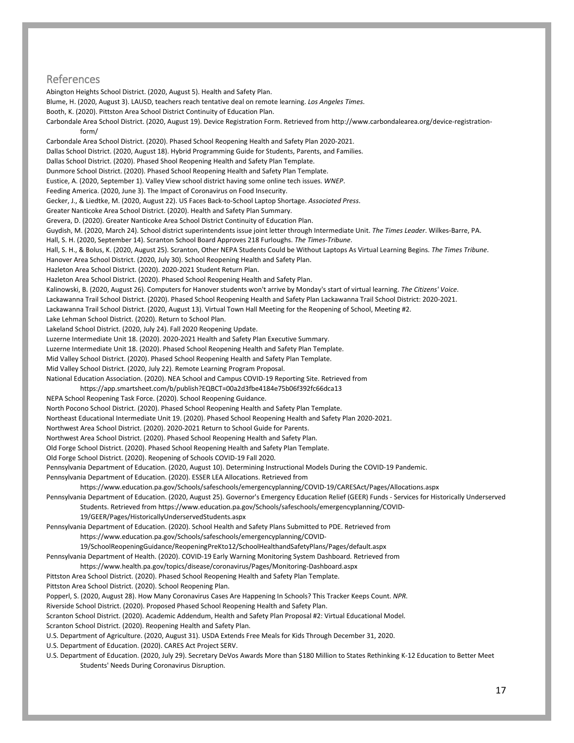## References

Abington Heights School District. (2020, August 5). Health and Safety Plan.

Blume, H. (2020, August 3). LAUSD, teachers reach tentative deal on remote learning. *Los Angeles Times*.

Booth, K. (2020). Pittston Area School District Continuity of Education Plan.

Carbondale Area School District. (2020, August 19). Device Registration Form. Retrieved from http://www.carbondalearea.org/device-registration-form/

Carbondale Area School District. (2020). Phased School Reopening Health and Safety Plan 2020-2021.

Dallas School District. (2020, August 18). Hybrid Programming Guide for Students, Parents, and Families.

Dallas School District. (2020). Phased Shool Reopening Health and Safety Plan Template.

Dunmore School District. (2020). Phased School Reopening Health and Safety Plan Template.

Eustice, A. (2020, September 1). Valley View school district having some online tech issues. *WNEP*.

Feeding America. (2020, June 3). The Impact of Coronavirus on Food Insecurity.

Gecker, J., & Liedtke, M. (2020, August 22). US Faces Back-to-School Laptop Shortage. *Associated Press*.

Greater Nanticoke Area School District. (2020). Health and Safety Plan Summary.

Grevera, D. (2020). Greater Nanticoke Area School District Continuity of Education Plan.

Guydish, M. (2020, March 24). School district superintendents issue joint letter through Intermediate Unit. *The Times Leader*. Wilkes-Barre, PA.

Hall, S. H. (2020, September 14). Scranton School Board Approves 218 Furloughs. *The Times-Tribune*.

Hall, S. H., & Bolus, K. (2020, August 25). Scranton, Other NEPA Students Could be Without Laptops As Virtual Learning Begins. *The Times Tribune*.

Hanover Area School District. (2020, July 30). School Reopening Health and Safety Plan.

Hazleton Area School District. (2020). 2020-2021 Student Return Plan.

Hazleton Area School District. (2020). Phased School Reopening Health and Safety Plan.

Kalinowski, B. (2020, August 26). Computers for Hanover students won't arrive by Monday's start of virtual learning. *The Citizens' Voice*.

Lackawanna Trail School District. (2020). Phased School Reopening Health and Safety Plan Lackawanna Trail School District: 2020-2021.

Lackawanna Trail School District. (2020, August 13). Virtual Town Hall Meeting for the Reopening of School, Meeting #2.

Lake Lehman School District. (2020). Return to School Plan.

Lakeland School District. (2020, July 24). Fall 2020 Reopening Update.

Luzerne Intermediate Unit 18. (2020). 2020-2021 Health and Safety Plan Executive Summary.

Luzerne Intermediate Unit 18. (2020). Phased School Reopening Health and Safety Plan Template.

Mid Valley School District. (2020). Phased School Reopening Health and Safety Plan Template.

Mid Valley School District. (2020, July 22). Remote Learning Program Proposal.

National Education Association. (2020). NEA School and Campus COVID-19 Reporting Site. Retrieved from https://app.smartsheet.com/b/publish?EQBCT=00a2d3fbe4184e75b06f392fc66dca13

NEPA School Reopening Task Force. (2020). School Reopening Guidance.

North Pocono School District. (2020). Phased School Reopening Health and Safety Plan Template.

Northeast Educational Intermediate Unit 19. (2020). Phased School Reopening Health and Safety Plan 2020-2021.

Northwest Area School District. (2020). 2020-2021 Return to School Guide for Parents.

Northwest Area School District. (2020). Phased School Reopening Health and Safety Plan.

Old Forge School District. (2020). Phased School Reopening Health and Safety Plan Template.

Old Forge School District. (2020). Reopening of Schools COVID-19 Fall 2020.

Pennsylvania Department of Education. (2020, August 10). Determining Instructional Models During the COVID-19 Pandemic.

Pennsylvania Department of Education. (2020). ESSER LEA Allocations. Retrieved from https://www.education.pa.gov/Schools/safeschools/emergencyplanning/COVID-19/CARESAct/Pages/Allocations.aspx

Pennsylvania Department of Education. (2020, August 25). Governor's Emergency Education Relief (GEER) Funds - Services for Historically Underserved Students. Retrieved from https://www.education.pa.gov/Schools/safeschools/emergencyplanning/COVID-19/GEER/Pages/HistoricallyUnderservedStudents.aspx

Pennsylvania Department of Education. (2020). School Health and Safety Plans Submitted to PDE. Retrieved from https://www.education.pa.gov/Schools/safeschools/emergencyplanning/COVID-19/SchoolReopeningGuidance/ReopeningPreKto12/SchoolHealthandSafetyPlans/Pages/default.aspx

Pennsylvania Department of Health. (2020). COVID-19 Early Warning Monitoring System Dashboard. Retrieved from https://www.health.pa.gov/topics/disease/coronavirus/Pages/Monitoring-Dashboard.aspx

Pittston Area School District. (2020). Phased School Reopening Health and Safety Plan Template.

Pittston Area School District. (2020). School Reopening Plan.

Popperl, S. (2020, August 28). How Many Coronavirus Cases Are Happening In Schools? This Tracker Keeps Count. *NPR*.

Riverside School District. (2020). Proposed Phased School Reopening Health and Safety Plan.

Scranton School District. (2020). Academic Addendum, Health and Safety Plan Proposal #2: Virtual Educational Model.

Scranton School District. (2020). Reopening Health and Safety Plan.

U.S. Department of Agriculture. (2020, August 31). USDA Extends Free Meals for Kids Through December 31, 2020.

U.S. Department of Education. (2020). CARES Act Project SERV.

U.S. Department of Education. (2020, July 29). Secretary DeVos Awards More than $180 Million to States Rethinking K-12 Education to Better Meet Students' Needs During Coronavirus Disruption.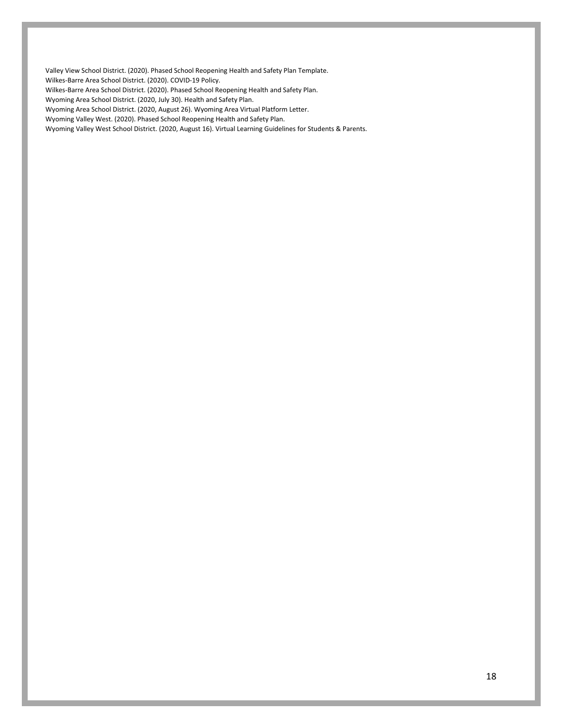Valley View School District. (2020). Phased School Reopening Health and Safety Plan Template.
Wilkes-Barre Area School District. (2020). COVID-19 Policy.
Wilkes-Barre Area School District. (2020). Phased School Reopening Health and Safety Plan.
Wyoming Area School District. (2020, July 30). Health and Safety Plan.
Wyoming Area School District. (2020, August 26). Wyoming Area Virtual Platform Letter.
Wyoming Valley West. (2020). Phased School Reopening Health and Safety Plan.
Wyoming Valley West School District. (2020, August 16). Virtual Learning Guidelines for Students & Parents.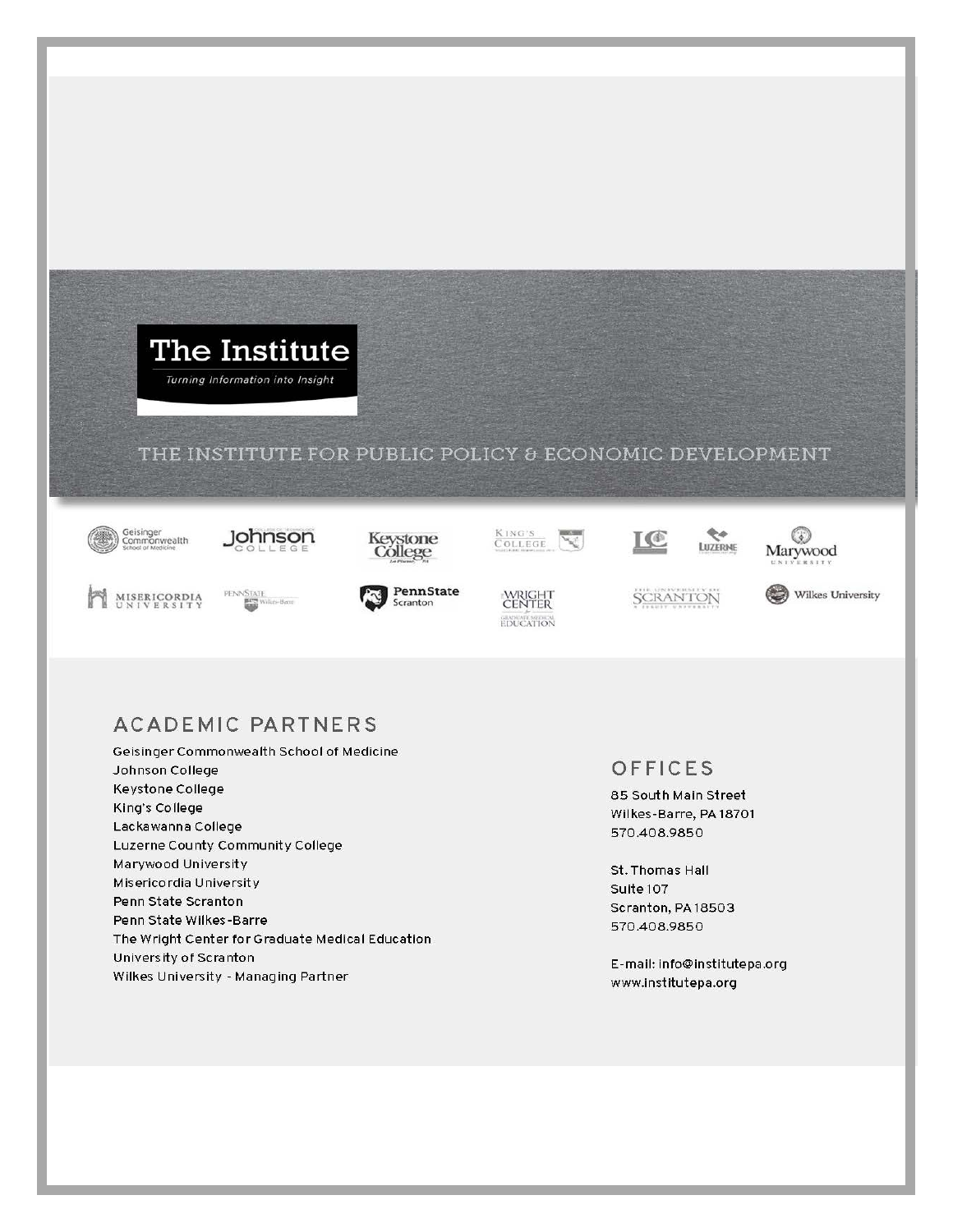The Institute

*Turning Information into Insight*

THE INSTITUTE FOR PUBLIC POLICY & ECONOMIC DEVELOPMENT

## ACADEMIC PARTNERS

Geisinger Commonwealth School of Medicine
Johnson College
Keystone College
King's College
Lackawanna College
Luzerne County Community College
Marywood University
Misericordia University
Penn State Scranton
Penn State Wilkes-Barre
The Wright Center for Graduate Medical Education
University of Scranton
Wilkes University - Managing Partner

## OFFICES

85 South Main Street
Wilkes-Barre, PA 18701
570.408.9850

St. Thomas Hall
Suite 107
Scranton, PA 18503
570.408.9850

E-mail: info@institutepa.org
www.institutepa.org